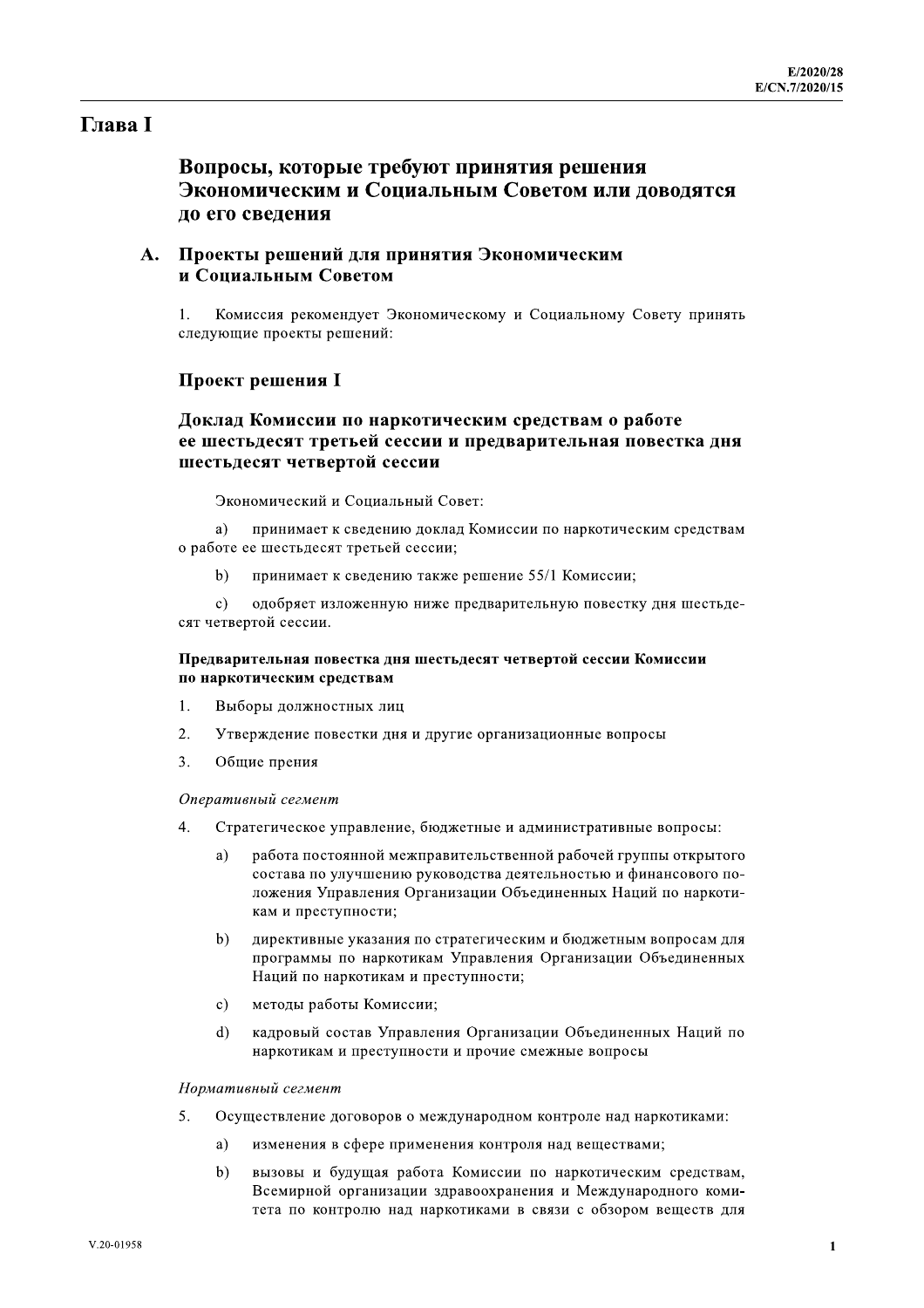# Глава I

## Вопросы, которые требуют принятия решения Экономическим и Социальным Советом или доводятся до его сведения

### A. Проекты решений для принятия Экономическим и Социальным Советом

1. Комиссия рекомендует Экономическому и Социальному Совету принять следующие проекты решений:

### Проект решения I

### Доклад Комиссии по наркотическим средствам о работе ее шестьдесят третьей сессии и предварительная повестка дня шестьдесят четвертой сессии

Экономический и Социальный Совет:

a) принимает к сведению доклад Комиссии по наркотическим средствам о работе ее шестьдесят третьей сессии;

b) принимает к сведению также решение 55/1 Комиссии;

c) одобряет изложенную ниже предварительную повестку дня шестьдесят четвертой сессии.

**Предварительная повестка дня шестьдесят четвертой сессии Комиссии по наркотическим средствам**

1. Выборы должностных лиц
2. Утверждение повестки дня и другие организационные вопросы
3. Общие прения

*Оперативный сегмент*

4. Стратегическое управление, бюджетные и административные вопросы:
   a) работа постоянной межправительственной рабочей группы открытого состава по улучшению руководства деятельностью и финансового положения Управления Организации Объединенных Наций по наркотикам и преступности;
   b) директивные указания по стратегическим и бюджетным вопросам для программы по наркотикам Управления Организации Объединенных Наций по наркотикам и преступности;
   c) методы работы Комиссии;
   d) кадровый состав Управления Организации Объединенных Наций по наркотикам и преступности и прочие смежные вопросы

*Нормативный сегмент*

5. Осуществление договоров о международном контроле над наркотиками:
   a) изменения в сфере применения контроля над веществами;
   b) вызовы и будущая работа Комиссии по наркотическим средствам, Всемирной организации здравоохранения и Международного комитета по контролю над наркотиками в связи с обзором веществ для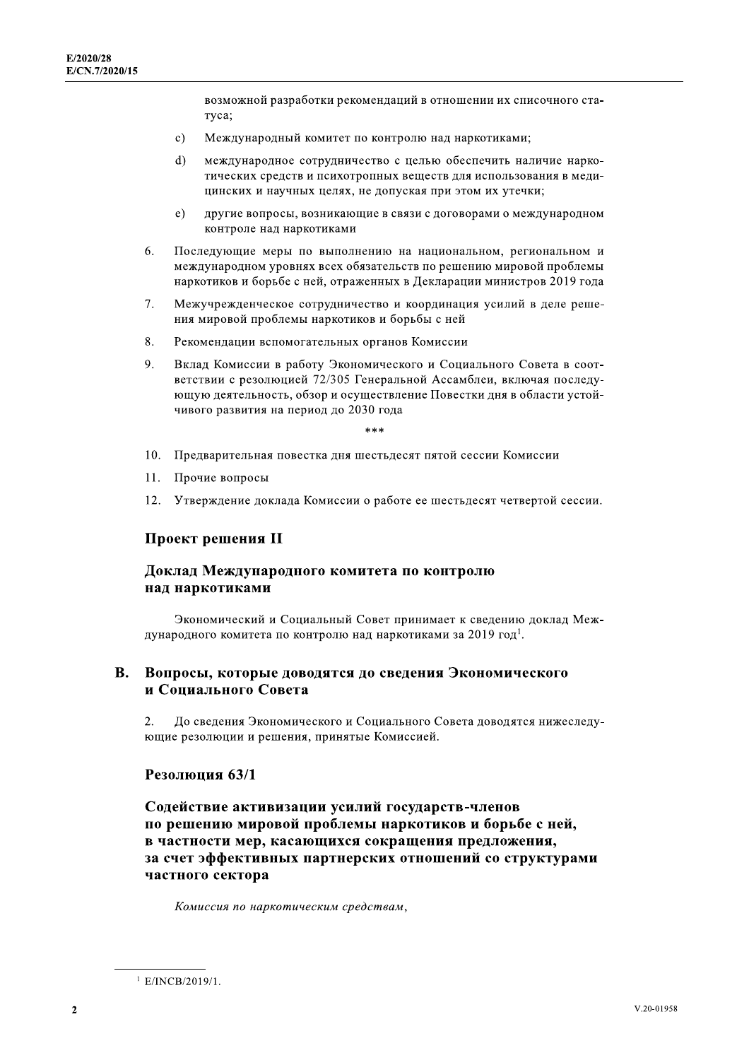возможной разработки рекомендаций в отношении их списочного статуса;

c) Международный комитет по контролю над наркотиками;

d) международное сотрудничество с целью обеспечить наличие наркотических средств и психотропных веществ для использования в медицинских и научных целях, не допуская при этом их утечки;

e) другие вопросы, возникающие в связи с договорами о международном контроле над наркотиками

6. Последующие меры по выполнению на национальном, региональном и международном уровнях всех обязательств по решению мировой проблемы наркотиков и борьбе с ней, отраженных в Декларации министров 2019 года

7. Межучрежденческое сотрудничество и координация усилий в деле решения мировой проблемы наркотиков и борьбы с ней

8. Рекомендации вспомогательных органов Комиссии

9. Вклад Комиссии в работу Экономического и Социального Совета в соответствии с резолюцией 72/305 Генеральной Ассамблеи, включая последующую деятельность, обзор и осуществление Повестки дня в области устойчивого развития на период до 2030 года

\*\*\*

10. Предварительная повестка дня шестьдесят пятой сессии Комиссии

11. Прочие вопросы

12. Утверждение доклада Комиссии о работе ее шестьдесят четвертой сессии.

### Проект решения II

### Доклад Международного комитета по контролю над наркотиками

Экономический и Социальный Совет принимает к сведению доклад Международного комитета по контролю над наркотиками за 2019 год[1].

## B. Вопросы, которые доводятся до сведения Экономического и Социального Совета

2. До сведения Экономического и Социального Совета доводятся нижеследующие резолюции и решения, принятые Комиссией.

### Резолюция 63/1

### Содействие активизации усилий государств-членов по решению мировой проблемы наркотиков и борьбе с ней, в частности мер, касающихся сокращения предложения, за счет эффективных партнерских отношений со структурами частного сектора

*Комиссия по наркотическим средствам*,

[1] E/INCB/2019/1.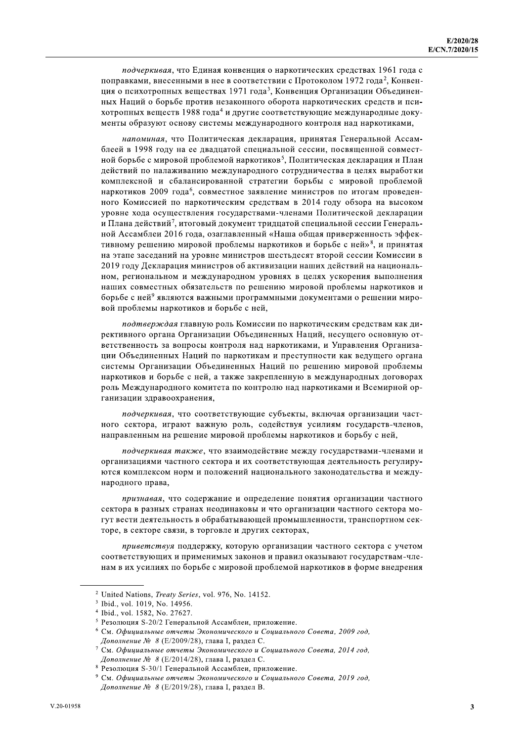*подчеркивая*, что Единая конвенция о наркотических средствах 1961 года с поправками, внесенными в нее в соответствии с Протоколом 1972 года[2], Конвенция о психотропных веществах 1971 года[3], Конвенция Организации Объединенных Наций о борьбе против незаконного оборота наркотических средств и психотропных веществ 1988 года[4] и другие соответствующие международные документы образуют основу системы международного контроля над наркотиками,

*напоминая*, что Политическая декларация, принятая Генеральной Ассамблеей в 1998 году на ее двадцатой специальной сессии, посвященной совместной борьбе с мировой проблемой наркотиков[5], Политическая декларация и План действий по налаживанию международного сотрудничества в целях выработки комплексной и сбалансированной стратегии борьбы с мировой проблемой наркотиков 2009 года[6], совместное заявление министров по итогам проведенного Комиссией по наркотическим средствам в 2014 году обзора на высоком уровне хода осуществления государствами-членами Политической декларации и Плана действий[7], итоговый документ тридцатой специальной сессии Генеральной Ассамблеи 2016 года, озаглавленный «Наша общая приверженность эффективному решению мировой проблемы наркотиков и борьбе с ней»[8], и принятая на этапе заседаний на уровне министров шестьдесят второй сессии Комиссии в 2019 году Декларация министров об активизации наших действий на национальном, региональном и международном уровнях в целях ускорения выполнения наших совместных обязательств по решению мировой проблемы наркотиков и борьбе с ней[9] являются важными программными документами о решении мировой проблемы наркотиков и борьбе с ней,

*подтверждая* главную роль Комиссии по наркотическим средствам как директивного органа Организации Объединенных Наций, несущего основную ответственность за вопросы контроля над наркотиками, и Управления Организации Объединенных Наций по наркотикам и преступности как ведущего органа системы Организации Объединенных Наций по решению мировой проблемы наркотиков и борьбе с ней, а также закрепленную в международных договорах роль Международного комитета по контролю над наркотиками и Всемирной организации здравоохранения,

*подчеркивая*, что соответствующие субъекты, включая организации частного сектора, играют важную роль, содействуя усилиям государств-членов, направленным на решение мировой проблемы наркотиков и борьбу с ней,

*подчеркивая также*, что взаимодействие между государствами-членами и организациями частного сектора и их соответствующая деятельность регулируются комплексом норм и положений национального законодательства и международного права,

*признавая*, что содержание и определение понятия организации частного сектора в разных странах неодинаковы и что организации частного сектора могут вести деятельность в обрабатывающей промышленности, транспортном секторе, в секторе связи, в торговле и других секторах,

*приветствуя* поддержку, которую организации частного сектора с учетом соответствующих и применимых законов и правил оказывают государствам-членам в их усилиях по борьбе с мировой проблемой наркотиков в форме внедрения

---

[2] United Nations, *Treaty Series*, vol. 976, No. 14152.

[3] Ibid., vol. 1019, No. 14956.

[4] Ibid., vol. 1582, No. 27627.

[5] Резолюция S-20/2 Генеральной Ассамблеи, приложение.

[6] См. *Официальные отчеты Экономического и Социального Совета, 2009 год, Дополнение № 8* (E/2009/28), глава I, раздел C.

[7] См. *Официальные отчеты Экономического и Социального Совета, 2014 год, Дополнение № 8* (E/2014/28), глава I, раздел C.

[8] Резолюция S-30/1 Генеральной Ассамблеи, приложение.

[9] См. *Официальные отчеты Экономического и Социального Совета, 2019 год, Дополнение № 8* (E/2019/28), глава I, раздел B.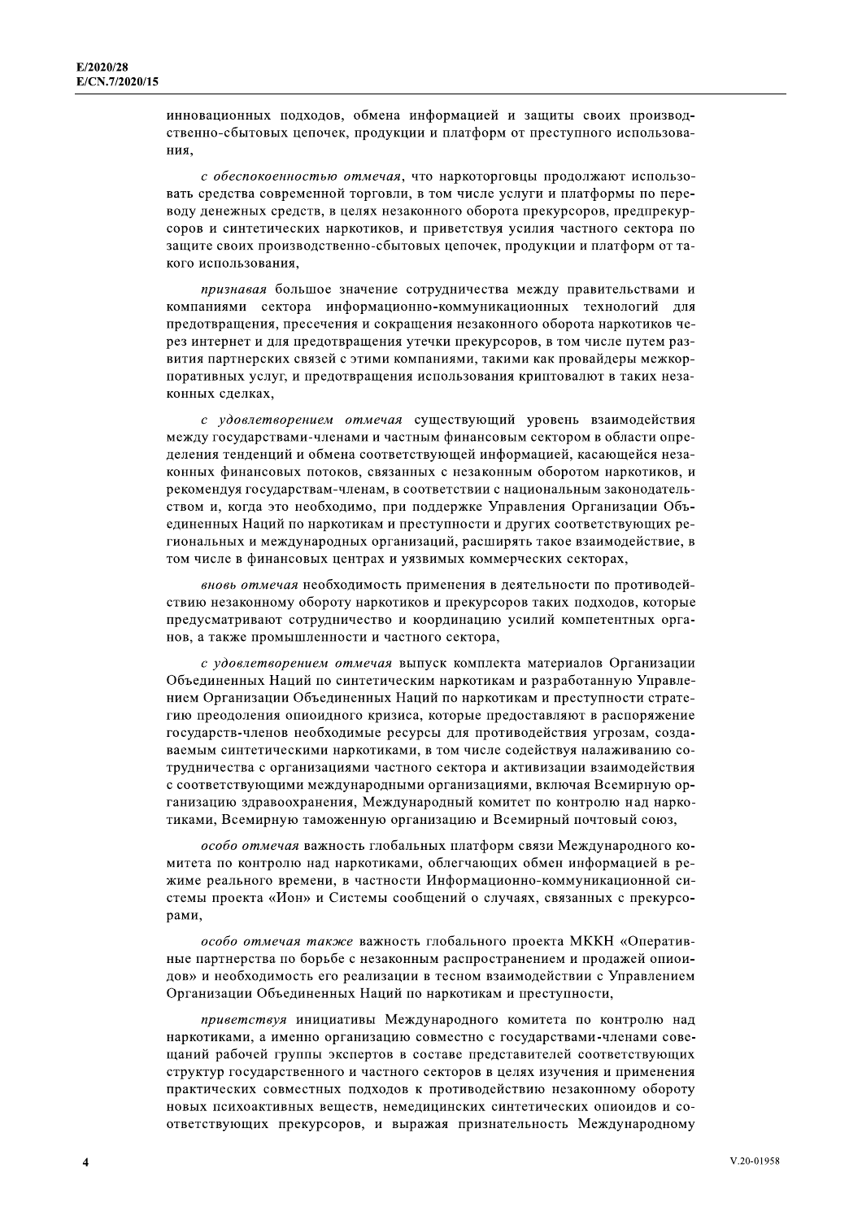инновационных подходов, обмена информацией и защиты своих производственно-сбытовых цепочек, продукции и платформ от преступного использования,

*с обеспокоенностью отмечая*, что наркоторговцы продолжают использовать средства современной торговли, в том числе услуги и платформы по переводу денежных средств, в целях незаконного оборота прекурсоров, предпрекурсоров и синтетических наркотиков, и приветствуя усилия частного сектора по защите своих производственно-сбытовых цепочек, продукции и платформ от такого использования,

*признавая* большое значение сотрудничества между правительствами и компаниями сектора информационно-коммуникационных технологий для предотвращения, пресечения и сокращения незаконного оборота наркотиков через интернет и для предотвращения утечки прекурсоров, в том числе путем развития партнерских связей с этими компаниями, такими как провайдеры межкорпоративных услуг, и предотвращения использования криптовалют в таких незаконных сделках,

*с удовлетворением отмечая* существующий уровень взаимодействия между государствами-членами и частным финансовым сектором в области определения тенденций и обмена соответствующей информацией, касающейся незаконных финансовых потоков, связанных с незаконным оборотом наркотиков, и рекомендуя государствам-членам, в соответствии с национальным законодательством и, когда это необходимо, при поддержке Управления Организации Объединенных Наций по наркотикам и преступности и других соответствующих региональных и международных организаций, расширять такое взаимодействие, в том числе в финансовых центрах и уязвимых коммерческих секторах,

*вновь отмечая* необходимость применения в деятельности по противодействию незаконному обороту наркотиков и прекурсоров таких подходов, которые предусматривают сотрудничество и координацию усилий компетентных органов, а также промышленности и частного сектора,

*с удовлетворением отмечая* выпуск комплекта материалов Организации Объединенных Наций по синтетическим наркотикам и разработанную Управлением Организации Объединенных Наций по наркотикам и преступности стратегию преодоления опиоидного кризиса, которые предоставляют в распоряжение государств-членов необходимые ресурсы для противодействия угрозам, создаваемым синтетическими наркотиками, в том числе содействуя налаживанию сотрудничества с организациями частного сектора и активизации взаимодействия с соответствующими международными организациями, включая Всемирную организацию здравоохранения, Международный комитет по контролю над наркотиками, Всемирную таможенную организацию и Всемирный почтовый союз,

*особо отмечая* важность глобальных платформ связи Международного комитета по контролю над наркотиками, облегчающих обмен информацией в режиме реального времени, в частности Информационно-коммуникационной системы проекта «Ион» и Системы сообщений о случаях, связанных с прекурсорами,

*особо отмечая также* важность глобального проекта МККН «Оперативные партнерства по борьбе с незаконным распространением и продажей опиоидов» и необходимость его реализации в тесном взаимодействии с Управлением Организации Объединенных Наций по наркотикам и преступности,

*приветствуя* инициативы Международного комитета по контролю над наркотиками, а именно организацию совместно с государствами-членами совещаний рабочей группы экспертов в составе представителей соответствующих структур государственного и частного секторов в целях изучения и применения практических совместных подходов к противодействию незаконному обороту новых психоактивных веществ, немедицинских синтетических опиоидов и соответствующих прекурсоров, и выражая признательность Международному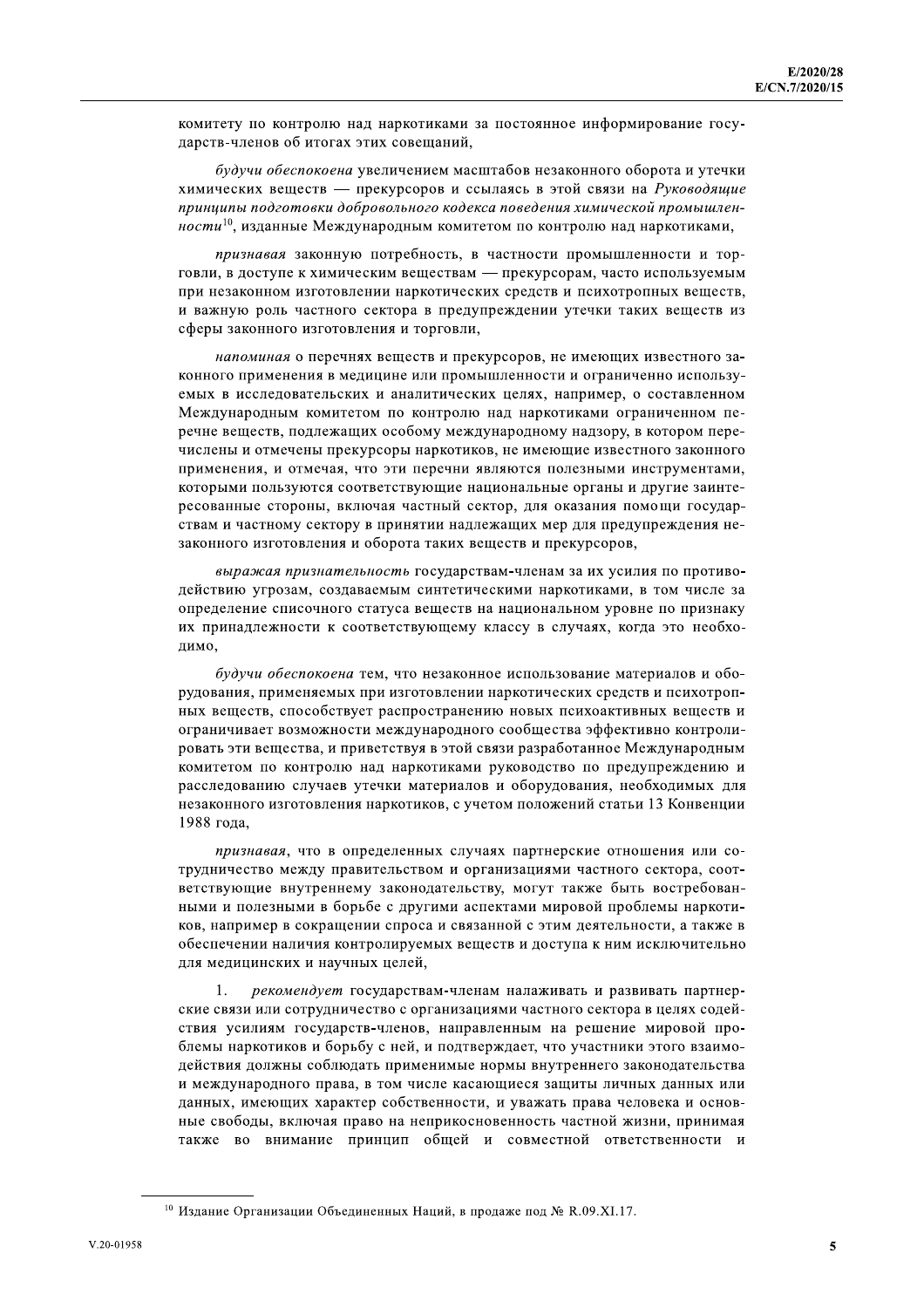комитету по контролю над наркотиками за постоянное информирование государств-членов об итогах этих совещаний,

*будучи обеспокоена* увеличением масштабов незаконного оборота и утечки химических веществ — прекурсоров и ссылаясь в этой связи на *Руководящие принципы подготовки добровольного кодекса поведения химической промышленности*[10], изданные Международным комитетом по контролю над наркотиками,

*признавая* законную потребность, в частности промышленности и торговли, в доступе к химическим веществам — прекурсорам, часто используемым при незаконном изготовлении наркотических средств и психотропных веществ, и важную роль частного сектора в предупреждении утечки таких веществ из сферы законного изготовления и торговли,

*напоминая* о перечнях веществ и прекурсоров, не имеющих известного законного применения в медицине или промышленности и ограниченно используемых в исследовательских и аналитических целях, например, о составленном Международным комитетом по контролю над наркотиками ограниченном перечне веществ, подлежащих особому международному надзору, в котором перечислены и отмечены прекурсоры наркотиков, не имеющие известного законного применения, и отмечая, что эти перечни являются полезными инструментами, которыми пользуются соответствующие национальные органы и другие заинтересованные стороны, включая частный сектор, для оказания помощи государствам и частному сектору в принятии надлежащих мер для предупреждения незаконного изготовления и оборота таких веществ и прекурсоров,

*выражая признательность* государствам-членам за их усилия по противодействию угрозам, создаваемым синтетическими наркотиками, в том числе за определение списочного статуса веществ на национальном уровне по признаку их принадлежности к соответствующему классу в случаях, когда это необходимо,

*будучи обеспокоена* тем, что незаконное использование материалов и оборудования, применяемых при изготовлении наркотических средств и психотропных веществ, способствует распространению новых психоактивных веществ и ограничивает возможности международного сообщества эффективно контролировать эти вещества, и приветствуя в этой связи разработанное Международным комитетом по контролю над наркотиками руководство по предупреждению и расследованию случаев утечки материалов и оборудования, необходимых для незаконного изготовления наркотиков, с учетом положений статьи 13 Конвенции 1988 года,

*признавая*, что в определенных случаях партнерские отношения или сотрудничество между правительством и организациями частного сектора, соответствующие внутреннему законодательству, могут также быть востребованными и полезными в борьбе с другими аспектами мировой проблемы наркотиков, например в сокращении спроса и связанной с этим деятельности, а также в обеспечении наличия контролируемых веществ и доступа к ним исключительно для медицинских и научных целей,

1. *рекомендует* государствам-членам налаживать и развивать партнерские связи или сотрудничество с организациями частного сектора в целях содействия усилиям государств-членов, направленным на решение мировой проблемы наркотиков и борьбу с ней, и подтверждает, что участники этого взаимодействия должны соблюдать применимые нормы внутреннего законодательства и международного права, в том числе касающиеся защиты личных данных или данных, имеющих характер собственности, и уважать права человека и основные свободы, включая право на неприкосновенность частной жизни, принимая также во внимание принцип общей и совместной ответственности и

---

[10] Издание Организации Объединенных Наций, в продаже под № R.09.XI.17.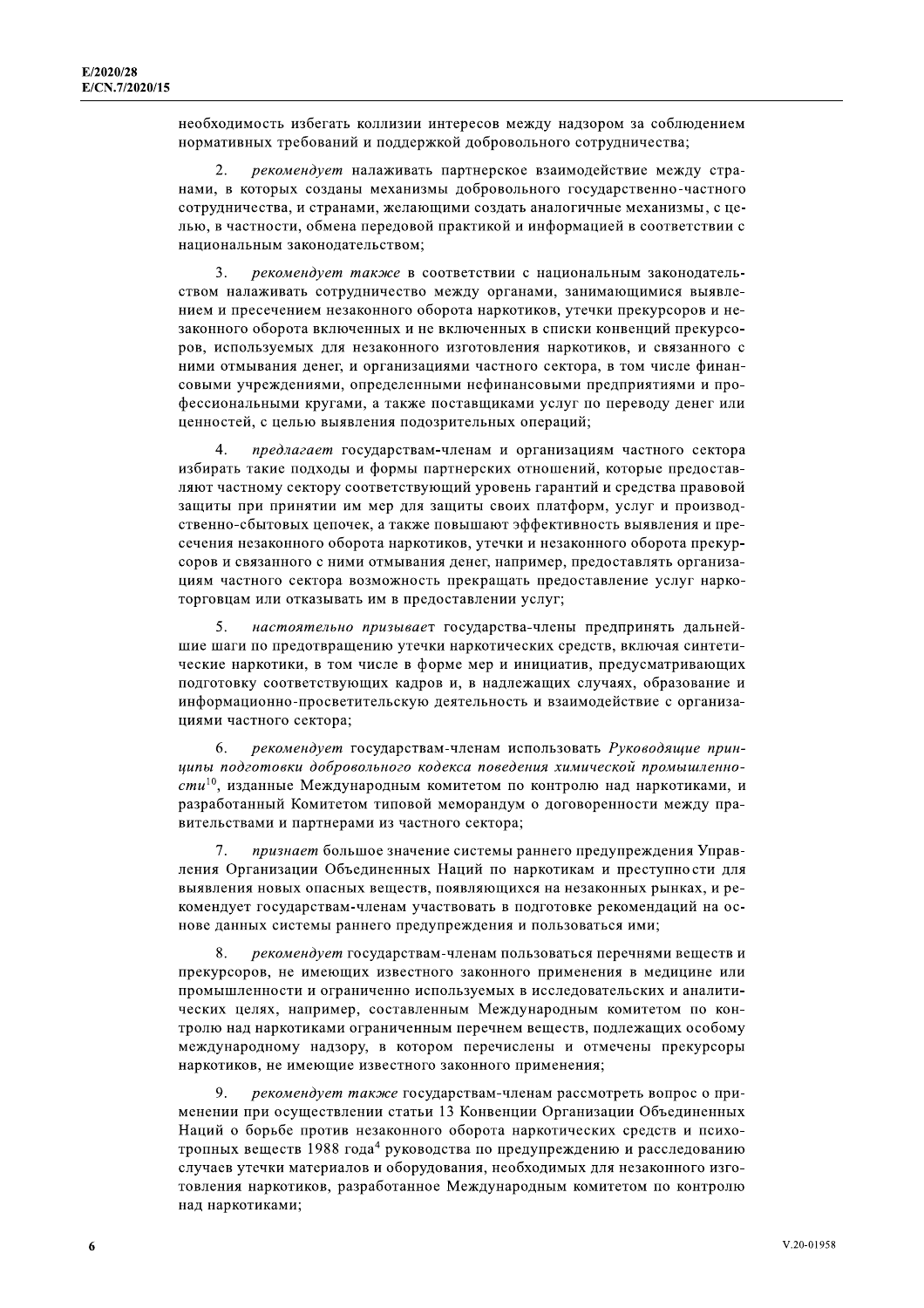необходимость избегать коллизии интересов между надзором за соблюдением нормативных требований и поддержкой добровольного сотрудничества;

2. *рекомендует* налаживать партнерское взаимодействие между странами, в которых созданы механизмы добровольного государственно-частного сотрудничества, и странами, желающими создать аналогичные механизмы, с целью, в частности, обмена передовой практикой и информацией в соответствии с национальным законодательством;

3. *рекомендует также* в соответствии с национальным законодательством налаживать сотрудничество между органами, занимающимися выявлением и пресечением незаконного оборота наркотиков, утечки прекурсоров и незаконного оборота включенных и не включенных в списки конвенций прекурсоров, используемых для незаконного изготовления наркотиков, и связанного с ними отмывания денег, и организациями частного сектора, в том числе финансовыми учреждениями, определенными нефинансовыми предприятиями и профессиональными кругами, а также поставщиками услуг по переводу денег или ценностей, с целью выявления подозрительных операций;

4. *предлагает* государствам-членам и организациям частного сектора избирать такие подходы и формы партнерских отношений, которые предоставляют частному сектору соответствующий уровень гарантий и средства правовой защиты при принятии им мер для защиты своих платформ, услуг и производственно-сбытовых цепочек, а также повышают эффективность выявления и пресечения незаконного оборота наркотиков, утечки и незаконного оборота прекурсоров и связанного с ними отмывания денег, например, предоставлять организациям частного сектора возможность прекращать предоставление услуг наркоторговцам или отказывать им в предоставлении услуг;

5. *настоятельно призывает* государства-члены предпринять дальнейшие шаги по предотвращению утечки наркотических средств, включая синтетические наркотики, в том числе в форме мер и инициатив, предусматривающих подготовку соответствующих кадров и, в надлежащих случаях, образование и информационно-просветительскую деятельность и взаимодействие с организациями частного сектора;

6. *рекомендует* государствам-членам использовать *Руководящие принципы подготовки добровольного кодекса поведения химической промышленности*[10], изданные Международным комитетом по контролю над наркотиками, и разработанный Комитетом типовой меморандум о договоренности между правительствами и партнерами из частного сектора;

7. *признает* большое значение системы раннего предупреждения Управления Организации Объединенных Наций по наркотикам и преступности для выявления новых опасных веществ, появляющихся на незаконных рынках, и рекомендует государствам-членам участвовать в подготовке рекомендаций на основе данных системы раннего предупреждения и пользоваться ими;

8. *рекомендует* государствам-членам пользоваться перечнями веществ и прекурсоров, не имеющих известного законного применения в медицине или промышленности и ограниченно используемых в исследовательских и аналитических целях, например, составленным Международным комитетом по контролю над наркотиками ограниченным перечнем веществ, подлежащих особому международному надзору, в котором перечислены и отмечены прекурсоры наркотиков, не имеющие известного законного применения;

9. *рекомендует также* государствам-членам рассмотреть вопрос о применении при осуществлении статьи 13 Конвенции Организации Объединенных Наций о борьбе против незаконного оборота наркотических средств и психотропных веществ 1988 года[4] руководства по предупреждению и расследованию случаев утечки материалов и оборудования, необходимых для незаконного изготовления наркотиков, разработанное Международным комитетом по контролю над наркотиками;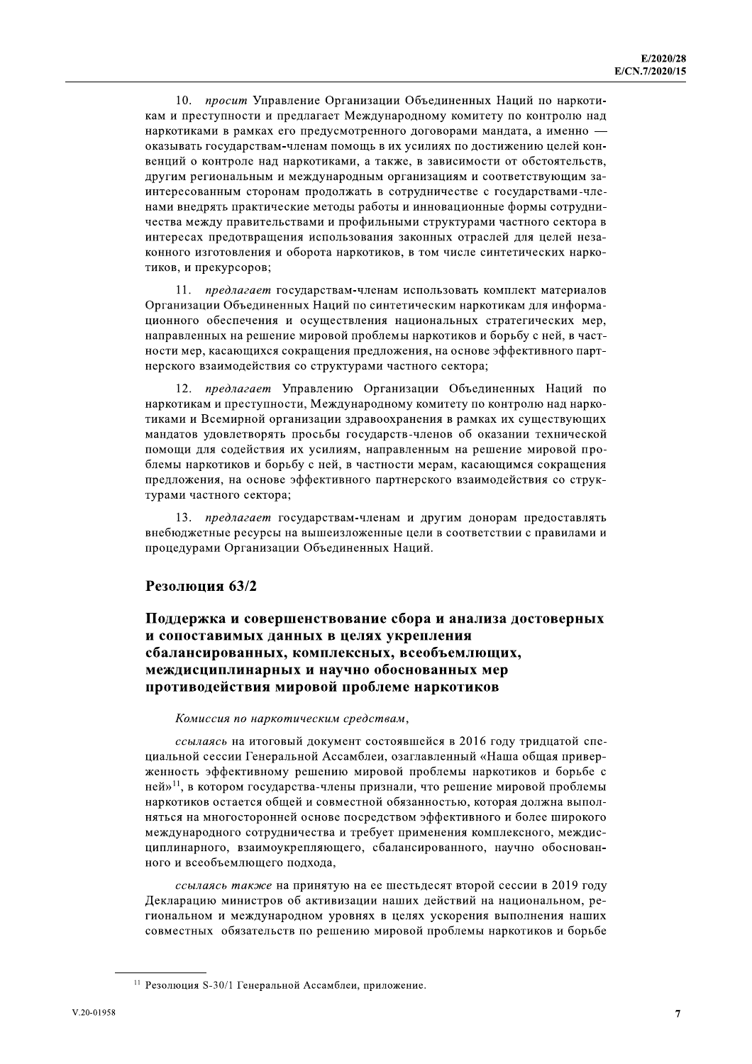10. *просит* Управление Организации Объединенных Наций по наркотикам и преступности и предлагает Международному комитету по контролю над наркотиками в рамках его предусмотренного договорами мандата, а именно — оказывать государствам-членам помощь в их усилиях по достижению целей конвенций о контроле над наркотиками, а также, в зависимости от обстоятельств, другим региональным и международным организациям и соответствующим заинтересованным сторонам продолжать в сотрудничестве с государствами-членами внедрять практические методы работы и инновационные формы сотрудничества между правительствами и профильными структурами частного сектора в интересах предотвращения использования законных отраслей для целей незаконного изготовления и оборота наркотиков, в том числе синтетических наркотиков, и прекурсоров;

11. *предлагает* государствам-членам использовать комплект материалов Организации Объединенных Наций по синтетическим наркотикам для информационного обеспечения и осуществления национальных стратегических мер, направленных на решение мировой проблемы наркотиков и борьбу с ней, в частности мер, касающихся сокращения предложения, на основе эффективного партнерского взаимодействия со структурами частного сектора;

12. *предлагает* Управлению Организации Объединенных Наций по наркотикам и преступности, Международному комитету по контролю над наркотиками и Всемирной организации здравоохранения в рамках их существующих мандатов удовлетворять просьбы государств-членов об оказании технической помощи для содействия их усилиям, направленным на решение мировой проблемы наркотиков и борьбу с ней, в частности мерам, касающимся сокращения предложения, на основе эффективного партнерского взаимодействия со структурами частного сектора;

13. *предлагает* государствам-членам и другим донорам предоставлять внебюджетные ресурсы на вышеизложенные цели в соответствии с правилами и процедурами Организации Объединенных Наций.

## Резолюция 63/2

### Поддержка и совершенствование сбора и анализа достоверных и сопоставимых данных в целях укрепления сбалансированных, комплексных, всеобъемлющих, междисциплинарных и научно обоснованных мер противодействия мировой проблеме наркотиков

*Комиссия по наркотическим средствам*,

*ссылаясь* на итоговый документ состоявшейся в 2016 году тридцатой специальной сессии Генеральной Ассамблеи, озаглавленный «Наша общая приверженность эффективному решению мировой проблемы наркотиков и борьбе с ней»[11], в котором государства-члены признали, что решение мировой проблемы наркотиков остается общей и совместной обязанностью, которая должна выполняться на многосторонней основе посредством эффективного и более широкого международного сотрудничества и требует применения комплексного, междисциплинарного, взаимоукрепляющего, сбалансированного, научно обоснованного и всеобъемлющего подхода,

*ссылаясь также* на принятую на ее шестьдесят второй сессии в 2019 году Декларацию министров об активизации наших действий на национальном, региональном и международном уровнях в целях ускорения выполнения наших совместных обязательств по решению мировой проблемы наркотиков и борьбе

---

[11] Резолюция S-30/1 Генеральной Ассамблеи, приложение.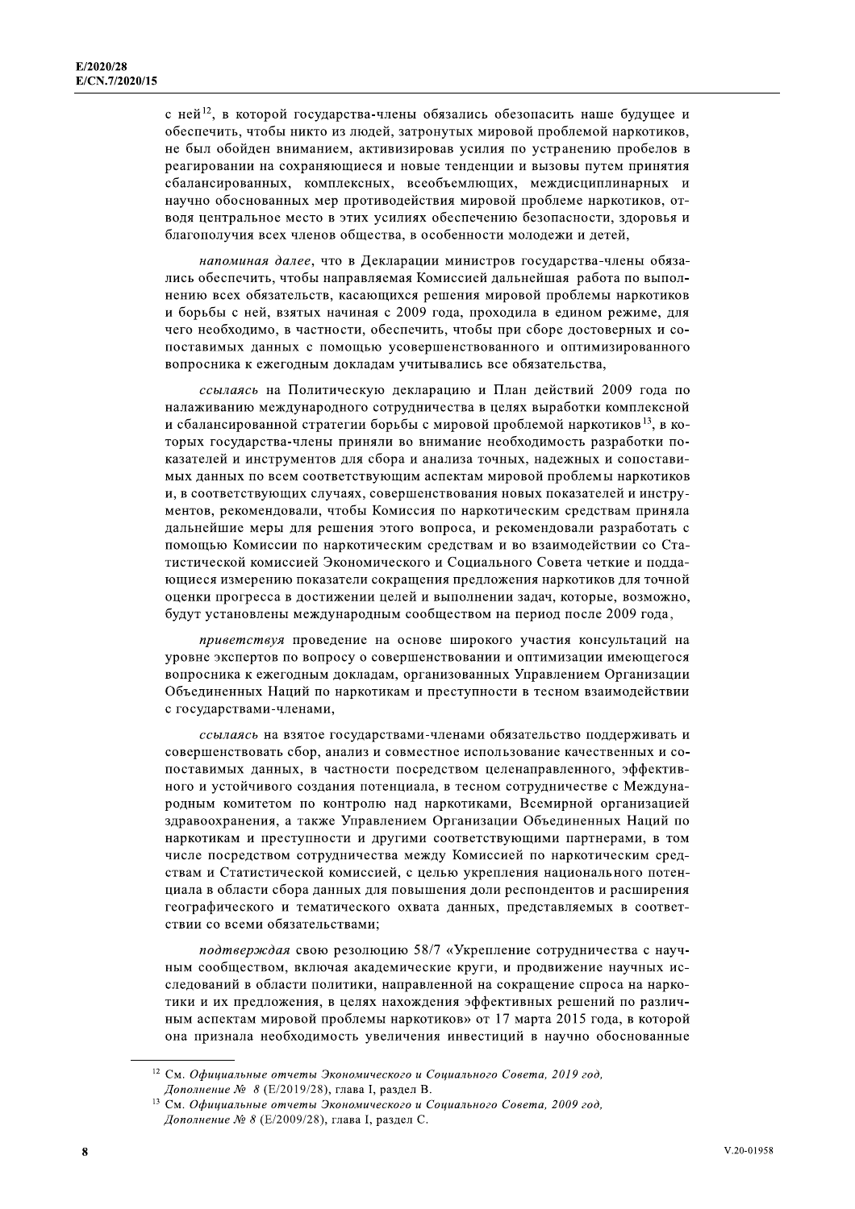с ней[12], в которой государства-члены обязались обезопасить наше будущее и обеспечить, чтобы никто из людей, затронутых мировой проблемой наркотиков, не был обойден вниманием, активизировав усилия по устранению пробелов в реагировании на сохраняющиеся и новые тенденции и вызовы путем принятия сбалансированных, комплексных, всеобъемлющих, междисциплинарных и научно обоснованных мер противодействия мировой проблеме наркотиков, отводя центральное место в этих усилиях обеспечению безопасности, здоровья и благополучия всех членов общества, в особенности молодежи и детей,

*напоминая далее*, что в Декларации министров государства-члены обязались обеспечить, чтобы направляемая Комиссией дальнейшая работа по выполнению всех обязательств, касающихся решения мировой проблемы наркотиков и борьбы с ней, взятых начиная с 2009 года, проходила в едином режиме, для чего необходимо, в частности, обеспечить, чтобы при сборе достоверных и сопоставимых данных с помощью усовершенствованного и оптимизированного вопросника к ежегодным докладам учитывались все обязательства,

*ссылаясь* на Политическую декларацию и План действий 2009 года по налаживанию международного сотрудничества в целях выработки комплексной и сбалансированной стратегии борьбы с мировой проблемой наркотиков[13], в которых государства-члены приняли во внимание необходимость разработки показателей и инструментов для сбора и анализа точных, надежных и сопоставимых данных по всем соответствующим аспектам мировой проблемы наркотиков и, в соответствующих случаях, совершенствования новых показателей и инструментов, рекомендовали, чтобы Комиссия по наркотическим средствам приняла дальнейшие меры для решения этого вопроса, и рекомендовали разработать с помощью Комиссии по наркотическим средствам и во взаимодействии со Статистической комиссией Экономического и Социального Совета четкие и поддающиеся измерению показатели сокращения предложения наркотиков для точной оценки прогресса в достижении целей и выполнении задач, которые, возможно, будут установлены международным сообществом на период после 2009 года,

*приветствуя* проведение на основе широкого участия консультаций на уровне экспертов по вопросу о совершенствовании и оптимизации имеющегося вопросника к ежегодным докладам, организованных Управлением Организации Объединенных Наций по наркотикам и преступности в тесном взаимодействии с государствами-членами,

*ссылаясь* на взятое государствами-членами обязательство поддерживать и совершенствовать сбор, анализ и совместное использование качественных и сопоставимых данных, в частности посредством целенаправленного, эффективного и устойчивого создания потенциала, в тесном сотрудничестве с Международным комитетом по контролю над наркотиками, Всемирной организацией здравоохранения, а также Управлением Организации Объединенных Наций по наркотикам и преступности и другими соответствующими партнерами, в том числе посредством сотрудничества между Комиссией по наркотическим средствам и Статистической комиссией, с целью укрепления национального потенциала в области сбора данных для повышения доли респондентов и расширения географического и тематического охвата данных, представляемых в соответствии со всеми обязательствами;

*подтверждая* свою резолюцию 58/7 «Укрепление сотрудничества с научным сообществом, включая академические круги, и продвижение научных исследований в области политики, направленной на сокращение спроса на наркотики и их предложения, в целях нахождения эффективных решений по различным аспектам мировой проблемы наркотиков» от 17 марта 2015 года, в которой она признала необходимость увеличения инвестиций в научно обоснованные

---

[12] См. *Официальные отчеты Экономического и Социального Совета, 2019 год, Дополнение № 8* (E/2019/28), глава I, раздел B.

[13] См. *Официальные отчеты Экономического и Социального Совета, 2009 год, Дополнение № 8* (E/2009/28), глава I, раздел C.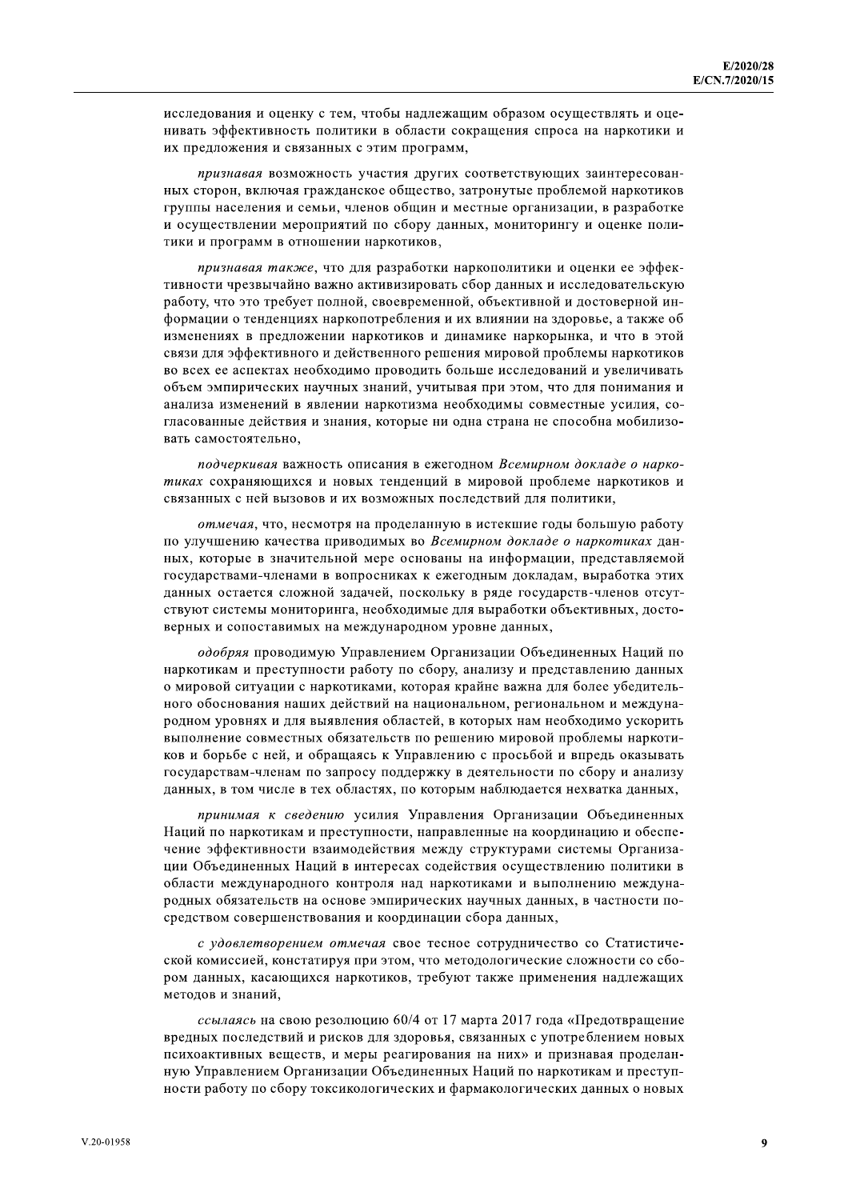исследования и оценку с тем, чтобы надлежащим образом осуществлять и оценивать эффективность политики в области сокращения спроса на наркотики и их предложения и связанных с этим программ,

*признавая* возможность участия других соответствующих заинтересованных сторон, включая гражданское общество, затронутые проблемой наркотиков группы населения и семьи, членов общин и местные организации, в разработке и осуществлении мероприятий по сбору данных, мониторингу и оценке политики и программ в отношении наркотиков,

*признавая также*, что для разработки наркополитики и оценки ее эффективности чрезвычайно важно активизировать сбор данных и исследовательскую работу, что это требует полной, своевременной, объективной и достоверной информации о тенденциях наркопотребления и их влиянии на здоровье, а также об изменениях в предложении наркотиков и динамике наркорынка, и что в этой связи для эффективного и действенного решения мировой проблемы наркотиков во всех ее аспектах необходимо проводить больше исследований и увеличивать объем эмпирических научных знаний, учитывая при этом, что для понимания и анализа изменений в явлении наркотизма необходимы совместные усилия, согласованные действия и знания, которые ни одна страна не способна мобилизовать самостоятельно,

*подчеркивая* важность описания в ежегодном *Всемирном докладе о наркотиках* сохраняющихся и новых тенденций в мировой проблеме наркотиков и связанных с ней вызовов и их возможных последствий для политики,

*отмечая*, что, несмотря на проделанную в истекшие годы большую работу по улучшению качества приводимых во *Всемирном докладе о наркотиках* данных, которые в значительной мере основаны на информации, представляемой государствами-членами в вопросниках к ежегодным докладам, выработка этих данных остается сложной задачей, поскольку в ряде государств-членов отсутствуют системы мониторинга, необходимые для выработки объективных, достоверных и сопоставимых на международном уровне данных,

*одобряя* проводимую Управлением Организации Объединенных Наций по наркотикам и преступности работу по сбору, анализу и представлению данных о мировой ситуации с наркотиками, которая крайне важна для более убедительного обоснования наших действий на национальном, региональном и международном уровнях и для выявления областей, в которых нам необходимо ускорить выполнение совместных обязательств по решению мировой проблемы наркотиков и борьбе с ней, и обращаясь к Управлению с просьбой и впредь оказывать государствам-членам по запросу поддержку в деятельности по сбору и анализу данных, в том числе в тех областях, по которым наблюдается нехватка данных,

*принимая к сведению* усилия Управления Организации Объединенных Наций по наркотикам и преступности, направленные на координацию и обеспечение эффективности взаимодействия между структурами системы Организации Объединенных Наций в интересах содействия осуществлению политики в области международного контроля над наркотиками и выполнению международных обязательств на основе эмпирических научных данных, в частности посредством совершенствования и координации сбора данных,

*с удовлетворением отмечая* свое тесное сотрудничество со Статистической комиссией, констатируя при этом, что методологические сложности со сбором данных, касающихся наркотиков, требуют также применения надлежащих методов и знаний,

*ссылаясь* на свою резолюцию 60/4 от 17 марта 2017 года «Предотвращение вредных последствий и рисков для здоровья, связанных с употреблением новых психоактивных веществ, и меры реагирования на них» и признавая проделанную Управлением Организации Объединенных Наций по наркотикам и преступности работу по сбору токсикологических и фармакологических данных о новых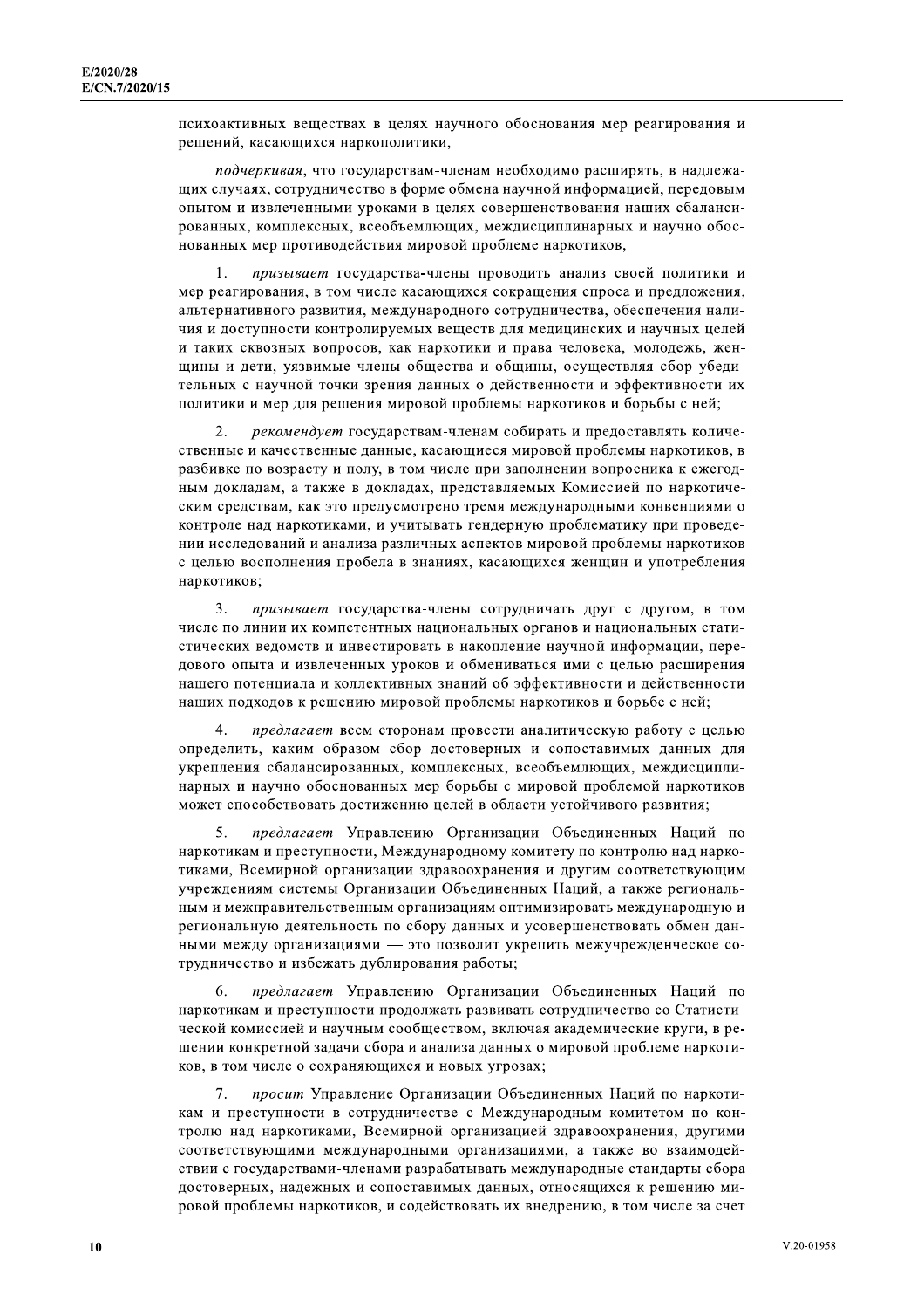психоактивных веществах в целях научного обоснования мер реагирования и решений, касающихся наркополитики,

*подчеркивая*, что государствам-членам необходимо расширять, в надлежащих случаях, сотрудничество в форме обмена научной информацией, передовым опытом и извлеченными уроками в целях совершенствования наших сбалансированных, комплексных, всеобъемлющих, междисциплинарных и научно обоснованных мер противодействия мировой проблеме наркотиков,

1. *призывает* государства-члены проводить анализ своей политики и мер реагирования, в том числе касающихся сокращения спроса и предложения, альтернативного развития, международного сотрудничества, обеспечения наличия и доступности контролируемых веществ для медицинских и научных целей и таких сквозных вопросов, как наркотики и права человека, молодежь, женщины и дети, уязвимые члены общества и общины, осуществляя сбор убедительных с научной точки зрения данных о действенности и эффективности их политики и мер для решения мировой проблемы наркотиков и борьбы с ней;

2. *рекомендует* государствам-членам собирать и предоставлять количественные и качественные данные, касающиеся мировой проблемы наркотиков, в разбивке по возрасту и полу, в том числе при заполнении вопросника к ежегодным докладам, а также в докладах, представляемых Комиссией по наркотическим средствам, как это предусмотрено тремя международными конвенциями о контроле над наркотиками, и учитывать гендерную проблематику при проведении исследований и анализа различных аспектов мировой проблемы наркотиков с целью восполнения пробела в знаниях, касающихся женщин и употребления наркотиков;

3. *призывает* государства-члены сотрудничать друг с другом, в том числе по линии их компетентных национальных органов и национальных статистических ведомств и инвестировать в накопление научной информации, передового опыта и извлеченных уроков и обмениваться ими с целью расширения нашего потенциала и коллективных знаний об эффективности и действенности наших подходов к решению мировой проблемы наркотиков и борьбе с ней;

4. *предлагает* всем сторонам провести аналитическую работу с целью определить, каким образом сбор достоверных и сопоставимых данных для укрепления сбалансированных, комплексных, всеобъемлющих, междисциплинарных и научно обоснованных мер борьбы с мировой проблемой наркотиков может способствовать достижению целей в области устойчивого развития;

5. *предлагает* Управлению Организации Объединенных Наций по наркотикам и преступности, Международному комитету по контролю над наркотиками, Всемирной организации здравоохранения и другим соответствующим учреждениям системы Организации Объединенных Наций, а также региональным и межправительственным организациям оптимизировать международную и региональную деятельность по сбору данных и усовершенствовать обмен данными между организациями — это позволит укрепить межучрежденческое сотрудничество и избежать дублирования работы;

6. *предлагает* Управлению Организации Объединенных Наций по наркотикам и преступности продолжать развивать сотрудничество со Статистической комиссией и научным сообществом, включая академические круги, в решении конкретной задачи сбора и анализа данных о мировой проблеме наркотиков, в том числе о сохраняющихся и новых угрозах;

7. *просит* Управление Организации Объединенных Наций по наркотикам и преступности в сотрудничестве с Международным комитетом по контролю над наркотиками, Всемирной организацией здравоохранения, другими соответствующими международными организациями, а также во взаимодействии с государствами-членами разрабатывать международные стандарты сбора достоверных, надежных и сопоставимых данных, относящихся к решению мировой проблемы наркотиков, и содействовать их внедрению, в том числе за счет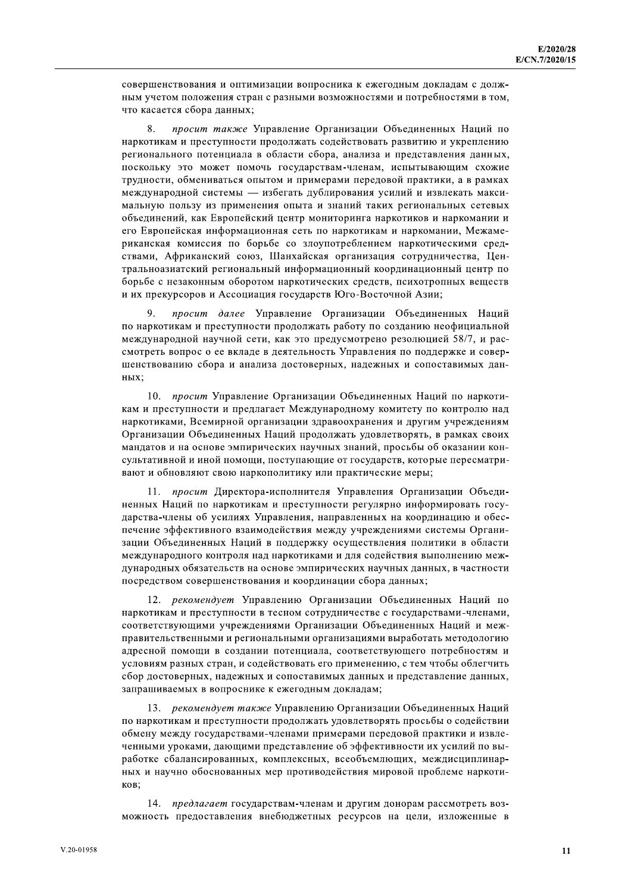совершенствования и оптимизации вопросника к ежегодным докладам с должным учетом положения стран с разными возможностями и потребностями в том, что касается сбора данных;

8. *просит также* Управление Организации Объединенных Наций по наркотикам и преступности продолжать содействовать развитию и укреплению регионального потенциала в области сбора, анализа и представления данных, поскольку это может помочь государствам-членам, испытывающим схожие трудности, обмениваться опытом и примерами передовой практики, а в рамках международной системы — избегать дублирования усилий и извлекать максимальную пользу из применения опыта и знаний таких региональных сетевых объединений, как Европейский центр мониторинга наркотиков и наркомании и его Европейская информационная сеть по наркотикам и наркомании, Межамериканская комиссия по борьбе со злоупотреблением наркотическими средствами, Африканский союз, Шанхайская организация сотрудничества, Центральноазиатский региональный информационный координационный центр по борьбе с незаконным оборотом наркотических средств, психотропных веществ и их прекурсоров и Ассоциация государств Юго-Восточной Азии;

9. *просит далее* Управление Организации Объединенных Наций по наркотикам и преступности продолжать работу по созданию неофициальной международной научной сети, как это предусмотрено резолюцией 58/7, и рассмотреть вопрос о ее вкладе в деятельность Управления по поддержке и совершенствованию сбора и анализа достоверных, надежных и сопоставимых данных;

10. *просит* Управление Организации Объединенных Наций по наркотикам и преступности и предлагает Международному комитету по контролю над наркотиками, Всемирной организации здравоохранения и другим учреждениям Организации Объединенных Наций продолжать удовлетворять, в рамках своих мандатов и на основе эмпирических научных знаний, просьбы об оказании консультативной и иной помощи, поступающие от государств, которые пересматривают и обновляют свою наркополитику или практические меры;

11. *просит* Директора-исполнителя Управления Организации Объединенных Наций по наркотикам и преступности регулярно информировать государства-члены об усилиях Управления, направленных на координацию и обеспечение эффективного взаимодействия между учреждениями системы Организации Объединенных Наций в поддержку осуществления политики в области международного контроля над наркотиками и для содействия выполнению международных обязательств на основе эмпирических научных данных, в частности посредством совершенствования и координации сбора данных;

12. *рекомендует* Управлению Организации Объединенных Наций по наркотикам и преступности в тесном сотрудничестве с государствами-членами, соответствующими учреждениями Организации Объединенных Наций и межправительственными и региональными организациями выработать методологию адресной помощи в создании потенциала, соответствующего потребностям и условиям разных стран, и содействовать его применению, с тем чтобы облегчить сбор достоверных, надежных и сопоставимых данных и представление данных, запрашиваемых в вопроснике к ежегодным докладам;

13. *рекомендует также* Управлению Организации Объединенных Наций по наркотикам и преступности продолжать удовлетворять просьбы о содействии обмену между государствами-членами примерами передовой практики и извлеченными уроками, дающими представление об эффективности их усилий по выработке сбалансированных, комплексных, всеобъемлющих, междисциплинарных и научно обоснованных мер противодействия мировой проблеме наркотиков;

14. *предлагает* государствам-членам и другим донорам рассмотреть возможность предоставления внебюджетных ресурсов на цели, изложенные в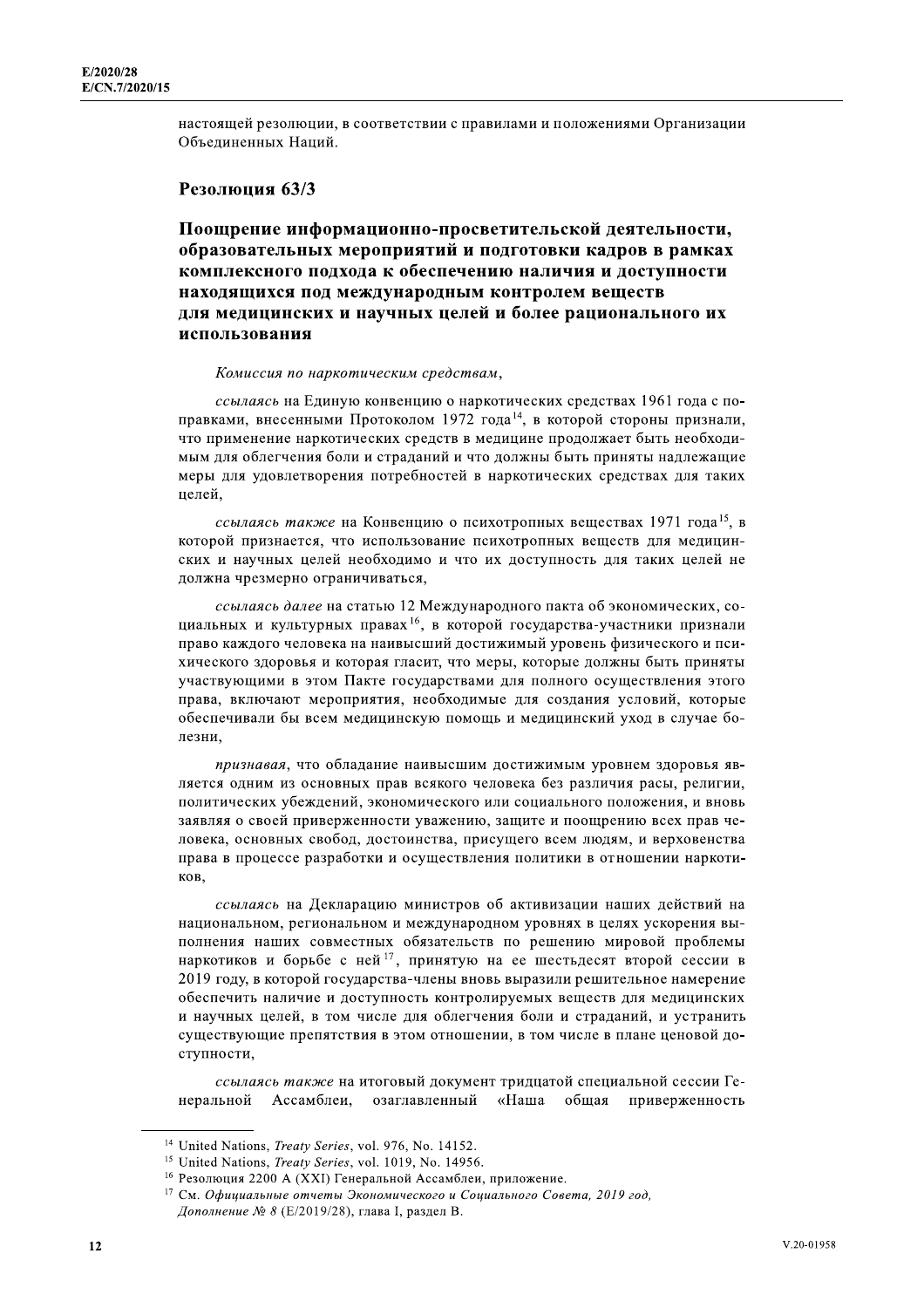настоящей резолюции, в соответствии с правилами и положениями Организации Объединенных Наций.

## Резолюция 63/3

### Поощрение информационно-просветительской деятельности, образовательных мероприятий и подготовки кадров в рамках комплексного подхода к обеспечению наличия и доступности находящихся под международным контролем веществ для медицинских и научных целей и более рационального их использования

*Комиссия по наркотическим средствам*,

*ссылаясь* на Единую конвенцию о наркотических средствах 1961 года с поправками, внесенными Протоколом 1972 года[14], в которой стороны признали, что применение наркотических средств в медицине продолжает быть необходимым для облегчения боли и страданий и что должны быть приняты надлежащие меры для удовлетворения потребностей в наркотических средствах для таких целей,

*ссылаясь также* на Конвенцию о психотропных веществах 1971 года[15], в которой признается, что использование психотропных веществ для медицинских и научных целей необходимо и что их доступность для таких целей не должна чрезмерно ограничиваться,

*ссылаясь далее* на статью 12 Международного пакта об экономических, социальных и культурных правах[16], в которой государства-участники признали право каждого человека на наивысший достижимый уровень физического и психического здоровья и которая гласит, что меры, которые должны быть приняты участвующими в этом Пакте государствами для полного осуществления этого права, включают мероприятия, необходимые для создания условий, которые обеспечивали бы всем медицинскую помощь и медицинский уход в случае болезни,

*признавая*, что обладание наивысшим достижимым уровнем здоровья является одним из основных прав всякого человека без различия расы, религии, политических убеждений, экономического или социального положения, и вновь заявляя о своей приверженности уважению, защите и поощрению всех прав человека, основных свобод, достоинства, присущего всем людям, и верховенства права в процессе разработки и осуществления политики в отношении наркотиков,

*ссылаясь* на Декларацию министров об активизации наших действий на национальном, региональном и международном уровнях в целях ускорения выполнения наших совместных обязательств по решению мировой проблемы наркотиков и борьбе с ней[17], принятую на ее шестьдесят второй сессии в 2019 году, в которой государства-члены вновь выразили решительное намерение обеспечить наличие и доступность контролируемых веществ для медицинских и научных целей, в том числе для облегчения боли и страданий, и устранить существующие препятствия в этом отношении, в том числе в плане ценовой доступности,

*ссылаясь также* на итоговый документ тридцатой специальной сессии Генеральной Ассамблеи, озаглавленный «Наша общая приверженность

---

[14] United Nations, *Treaty Series*, vol. 976, No. 14152.

[15] United Nations, *Treaty Series*, vol. 1019, No. 14956.

[16] Резолюция 2200 A (XXI) Генеральной Ассамблеи, приложение.

[17] См. *Официальные отчеты Экономического и Социального Совета, 2019 год, Дополнение № 8* (E/2019/28), глава I, раздел B.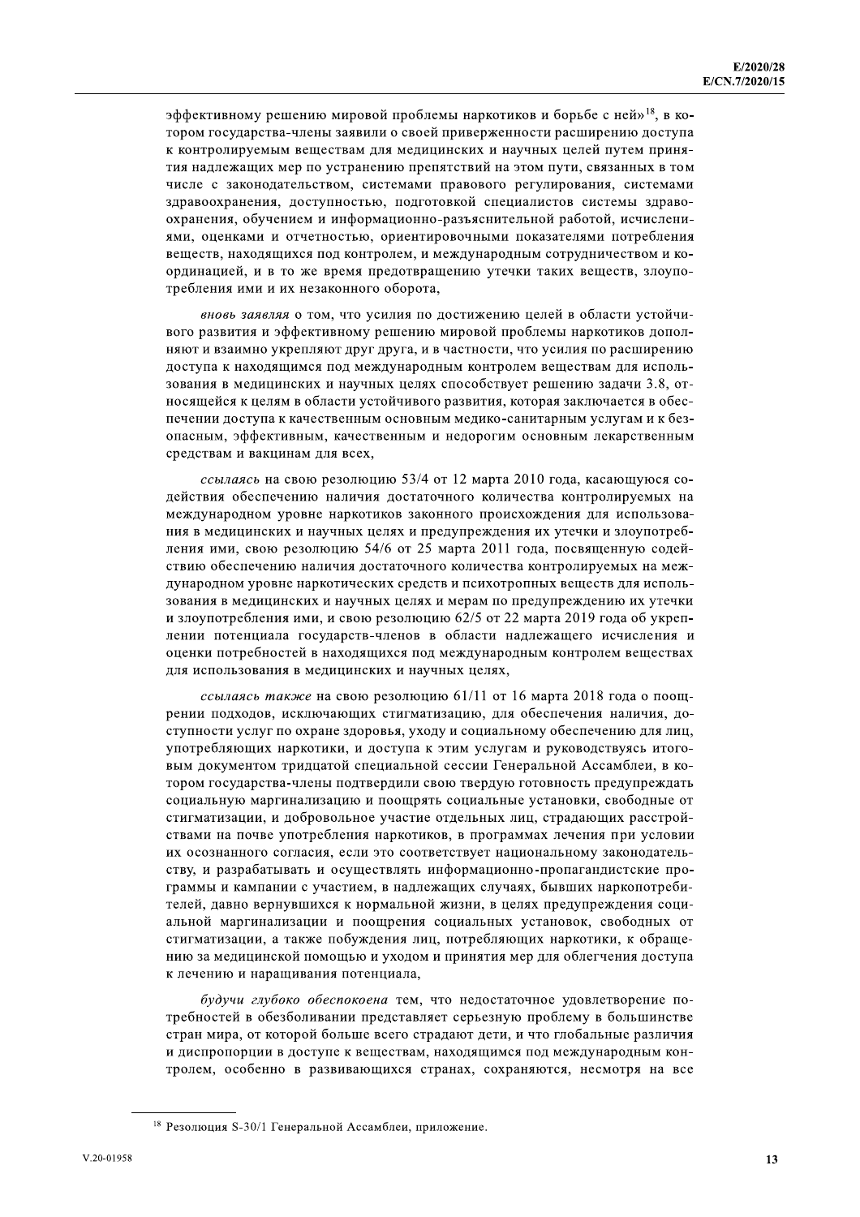эффективному решению мировой проблемы наркотиков и борьбе с ней»[18], в котором государства-члены заявили о своей приверженности расширению доступа к контролируемым веществам для медицинских и научных целей путем принятия надлежащих мер по устранению препятствий на этом пути, связанных в том числе с законодательством, системами правового регулирования, системами здравоохранения, доступностью, подготовкой специалистов системы здравоохранения, обучением и информационно-разъяснительной работой, исчислениями, оценками и отчетностью, ориентировочными показателями потребления веществ, находящихся под контролем, и международным сотрудничеством и координацией, и в то же время предотвращению утечки таких веществ, злоупотребления ими и их незаконного оборота,

*вновь заявляя* о том, что усилия по достижению целей в области устойчивого развития и эффективному решению мировой проблемы наркотиков дополняют и взаимно укрепляют друг друга, и в частности, что усилия по расширению доступа к находящимся под международным контролем веществам для использования в медицинских и научных целях способствует решению задачи 3.8, относящейся к целям в области устойчивого развития, которая заключается в обеспечении доступа к качественным основным медико-санитарным услугам и к безопасным, эффективным, качественным и недорогим основным лекарственным средствам и вакцинам для всех,

*ссылаясь* на свою резолюцию 53/4 от 12 марта 2010 года, касающуюся содействия обеспечению наличия достаточного количества контролируемых на международном уровне наркотиков законного происхождения для использования в медицинских и научных целях и предупреждения их утечки и злоупотребления ими, свою резолюцию 54/6 от 25 марта 2011 года, посвященную содействию обеспечению наличия достаточного количества контролируемых на международном уровне наркотических средств и психотропных веществ для использования в медицинских и научных целях и мерам по предупреждению их утечки и злоупотребления ими, и свою резолюцию 62/5 от 22 марта 2019 года об укреплении потенциала государств-членов в области надлежащего исчисления и оценки потребностей в находящихся под международным контролем веществах для использования в медицинских и научных целях,

*ссылаясь также* на свою резолюцию 61/11 от 16 марта 2018 года о поощрении подходов, исключающих стигматизацию, для обеспечения наличия, доступности услуг по охране здоровья, уходу и социальному обеспечению для лиц, употребляющих наркотики, и доступа к этим услугам и руководствуясь итоговым документом тридцатой специальной сессии Генеральной Ассамблеи, в котором государства-члены подтвердили свою твердую готовность предупреждать социальную маргинализацию и поощрять социальные установки, свободные от стигматизации, и добровольное участие отдельных лиц, страдающих расстройствами на почве употребления наркотиков, в программах лечения при условии их осознанного согласия, если это соответствует национальному законодательству, и разрабатывать и осуществлять информационно-пропагандистские программы и кампании с участием, в надлежащих случаях, бывших наркопотребителей, давно вернувшихся к нормальной жизни, в целях предупреждения социальной маргинализации и поощрения социальных установок, свободных от стигматизации, а также побуждения лиц, потребляющих наркотики, к обращению за медицинской помощью и уходом и принятия мер для облегчения доступа к лечению и наращивания потенциала,

*будучи глубоко обеспокоена* тем, что недостаточное удовлетворение потребностей в обезболивании представляет серьезную проблему в большинстве стран мира, от которой больше всего страдают дети, и что глобальные различия и диспропорции в доступе к веществам, находящимся под международным контролем, особенно в развивающихся странах, сохраняются, несмотря на все

---

[18] Резолюция S-30/1 Генеральной Ассамблеи, приложение.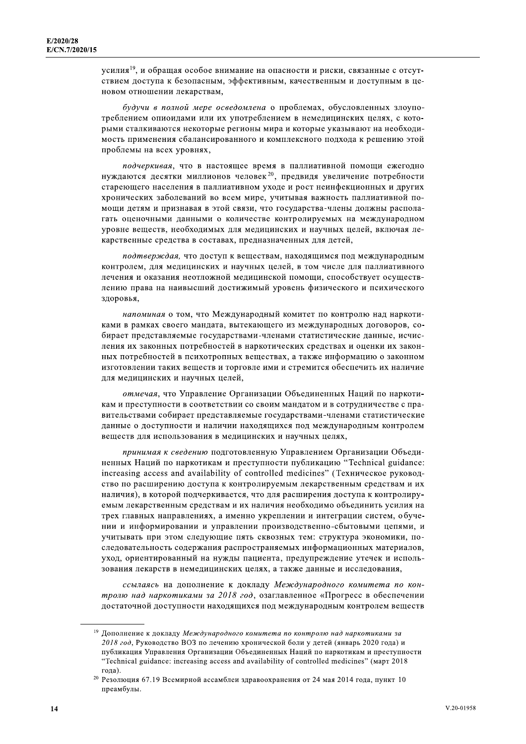усилия[19], и обращая особое внимание на опасности и риски, связанные с отсутствием доступа к безопасным, эффективным, качественным и доступным в ценовом отношении лекарствам,

*будучи в полной мере осведомлена* о проблемах, обусловленных злоупотреблением опиоидами или их употреблением в немедицинских целях, с которыми сталкиваются некоторые регионы мира и которые указывают на необходимость применения сбалансированного и комплексного подхода к решению этой проблемы на всех уровнях,

*подчеркивая*, что в настоящее время в паллиативной помощи ежегодно нуждаются десятки миллионов человек[20], предвидя увеличение потребности стареющего населения в паллиативном уходе и рост неинфекционных и других хронических заболеваний во всем мире, учитывая важность паллиативной помощи детям и признавая в этой связи, что государства-члены должны располагать оценочными данными о количестве контролируемых на международном уровне веществ, необходимых для медицинских и научных целей, включая лекарственные средства в составах, предназначенных для детей,

*подтверждая,* что доступ к веществам, находящимся под международным контролем, для медицинских и научных целей, в том числе для паллиативного лечения и оказания неотложной медицинской помощи, способствует осуществлению права на наивысший достижимый уровень физического и психического здоровья,

*напоминая* о том, что Международный комитет по контролю над наркотиками в рамках своего мандата, вытекающего из международных договоров, собирает представляемые государствами-членами статистические данные, исчисления их законных потребностей в наркотических средствах и оценки их законных потребностей в психотропных веществах, а также информацию о законном изготовлении таких веществ и торговле ими и стремится обеспечить их наличие для медицинских и научных целей,

*отмечая*, что Управление Организации Объединенных Наций по наркотикам и преступности в соответствии со своим мандатом и в сотрудничестве с правительствами собирает представляемые государствами-членами статистические данные о доступности и наличии находящихся под международным контролем веществ для использования в медицинских и научных целях,

*принимая к сведению* подготовленную Управлением Организации Объединенных Наций по наркотикам и преступности публикацию "Technical guidance: increasing access and availability of controlled medicines" (Техническое руководство по расширению доступа к контролируемым лекарственным средствам и их наличия), в которой подчеркивается, что для расширения доступа к контролируемым лекарственным средствам и их наличия необходимо объединить усилия на трех главных направлениях, а именно укреплении и интеграции систем, обучении и информировании и управлении производственно-сбытовыми цепями, и учитывать при этом следующие пять сквозных тем: структура экономики, последовательность содержания распространяемых информационных материалов, уход, ориентированный на нужды пациента, предупреждение утечек и использования лекарств в немедицинских целях, а также данные и исследования,

*ссылаясь* на дополнение к докладу *Международного комитета по контролю над наркотиками за 2018 год*, озаглавленное «Прогресс в обеспечении достаточной доступности находящихся под международным контролем веществ

---

[19] Дополнение к докладу *Международного комитета по контролю над наркотиками за 2018 год*, Руководство ВОЗ по лечению хронической боли у детей (январь 2020 года) и публикация Управления Организации Объединенных Наций по наркотикам и преступности "Technical guidance: increasing access and availability of controlled medicines" (март 2018 года).

[20] Резолюция 67.19 Всемирной ассамблеи здравоохранения от 24 мая 2014 года, пункт 10 преамбулы.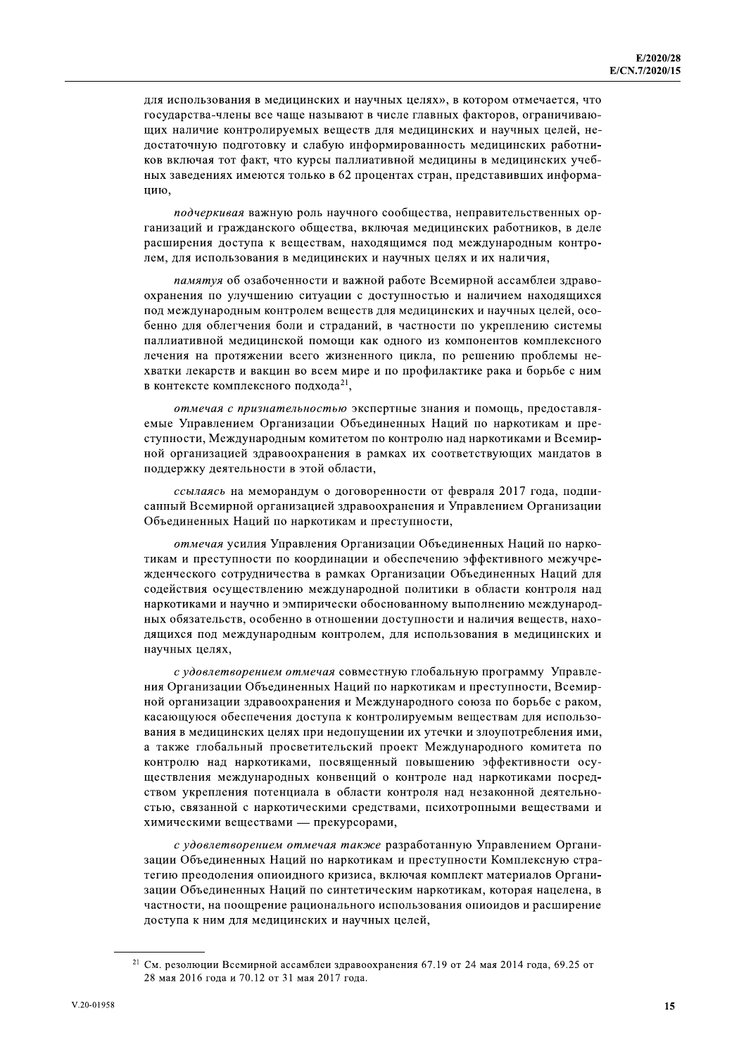для использования в медицинских и научных целях», в котором отмечается, что государства-члены все чаще называют в числе главных факторов, ограничивающих наличие контролируемых веществ для медицинских и научных целей, недостаточную подготовку и слабую информированность медицинских работников включая тот факт, что курсы паллиативной медицины в медицинских учебных заведениях имеются только в 62 процентах стран, представивших информацию,

*подчеркивая* важную роль научного сообщества, неправительственных организаций и гражданского общества, включая медицинских работников, в деле расширения доступа к веществам, находящимся под международным контролем, для использования в медицинских и научных целях и их наличия,

*памятуя* об озабоченности и важной работе Всемирной ассамблеи здравоохранения по улучшению ситуации с доступностью и наличием находящихся под международным контролем веществ для медицинских и научных целей, особенно для облегчения боли и страданий, в частности по укреплению системы паллиативной медицинской помощи как одного из компонентов комплексного лечения на протяжении всего жизненного цикла, по решению проблемы нехватки лекарств и вакцин во всем мире и по профилактике рака и борьбе с ним в контексте комплексного подхода[21],

*отмечая с признательностью* экспертные знания и помощь, предоставляемые Управлением Организации Объединенных Наций по наркотикам и преступности, Международным комитетом по контролю над наркотиками и Всемирной организацией здравоохранения в рамках их соответствующих мандатов в поддержку деятельности в этой области,

*ссылаясь* на меморандум о договоренности от февраля 2017 года, подписанный Всемирной организацией здравоохранения и Управлением Организации Объединенных Наций по наркотикам и преступности,

*отмечая* усилия Управления Организации Объединенных Наций по наркотикам и преступности по координации и обеспечению эффективного межучрежденческого сотрудничества в рамках Организации Объединенных Наций для содействия осуществлению международной политики в области контроля над наркотиками и научно и эмпирически обоснованному выполнению международных обязательств, особенно в отношении доступности и наличия веществ, находящихся под международным контролем, для использования в медицинских и научных целях,

*с удовлетворением отмечая* совместную глобальную программу Управления Организации Объединенных Наций по наркотикам и преступности, Всемирной организации здравоохранения и Международного союза по борьбе с раком, касающуюся обеспечения доступа к контролируемым веществам для использования в медицинских целях при недопущении их утечки и злоупотребления ими, а также глобальный просветительский проект Международного комитета по контролю над наркотиками, посвященный повышению эффективности осуществления международных конвенций о контроле над наркотиками посредством укрепления потенциала в области контроля над незаконной деятельностью, связанной с наркотическими средствами, психотропными веществами и химическими веществами — прекурсорами,

*с удовлетворением отмечая также* разработанную Управлением Организации Объединенных Наций по наркотикам и преступности Комплексную стратегию преодоления опиоидного кризиса, включая комплект материалов Организации Объединенных Наций по синтетическим наркотикам, которая нацелена, в частности, на поощрение рационального использования опиоидов и расширение доступа к ним для медицинских и научных целей,

---

[21] См. резолюции Всемирной ассамблеи здравоохранения 67.19 от 24 мая 2014 года, 69.25 от 28 мая 2016 года и 70.12 от 31 мая 2017 года.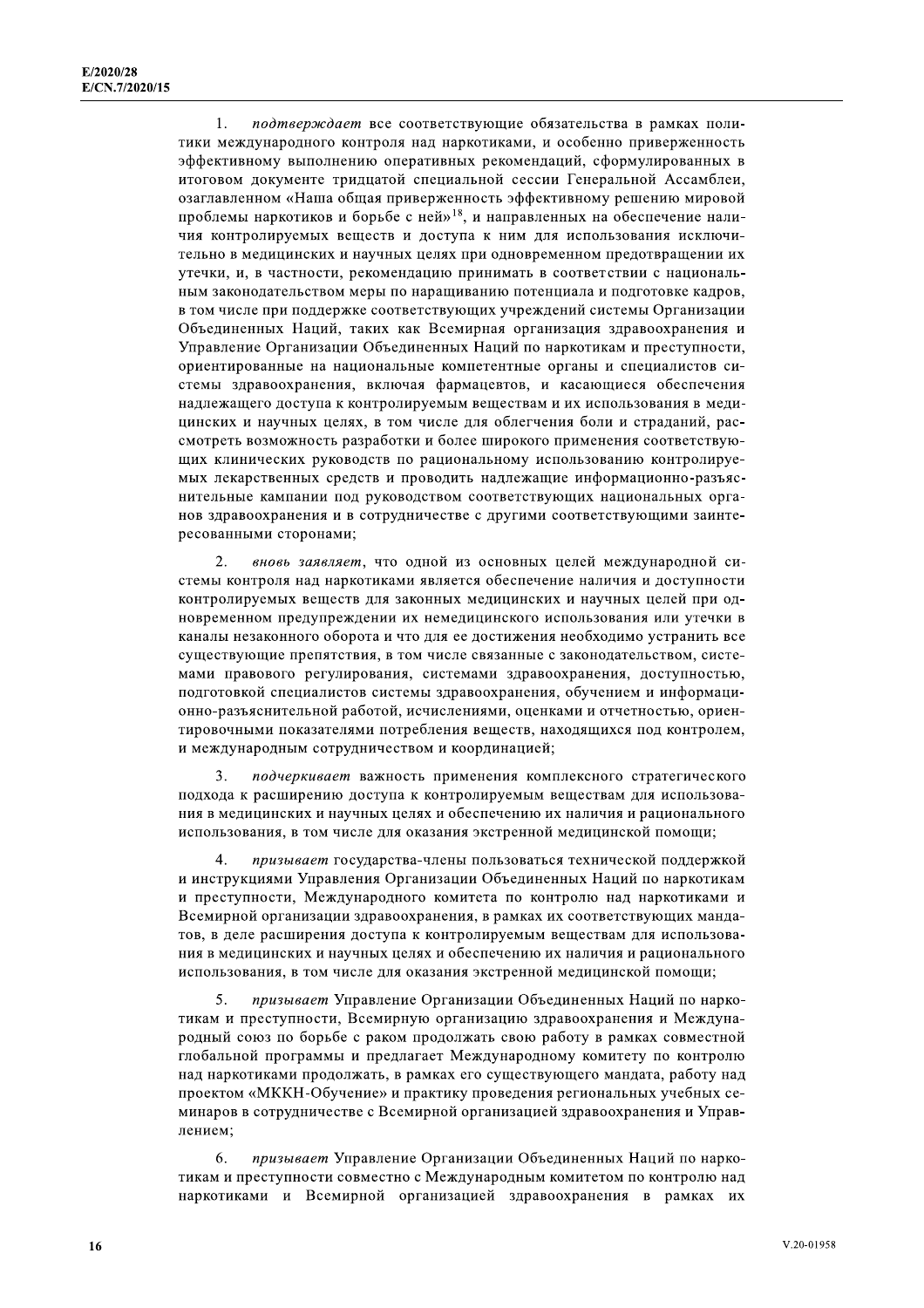1. *подтверждает* все соответствующие обязательства в рамках политики международного контроля над наркотиками, и особенно приверженность эффективному выполнению оперативных рекомендаций, сформулированных в итоговом документе тридцатой специальной сессии Генеральной Ассамблеи, озаглавленном «Наша общая приверженность эффективному решению мировой проблемы наркотиков и борьбе с ней»[18], и направленных на обеспечение наличия контролируемых веществ и доступа к ним для использования исключительно в медицинских и научных целях при одновременном предотвращении их утечки, и, в частности, рекомендацию принимать в соответствии с национальным законодательством меры по наращиванию потенциала и подготовке кадров, в том числе при поддержке соответствующих учреждений системы Организации Объединенных Наций, таких как Всемирная организация здравоохранения и Управление Организации Объединенных Наций по наркотикам и преступности, ориентированные на национальные компетентные органы и специалистов системы здравоохранения, включая фармацевтов, и касающиеся обеспечения надлежащего доступа к контролируемым веществам и их использования в медицинских и научных целях, в том числе для облегчения боли и страданий, рассмотреть возможность разработки и более широкого применения соответствующих клинических руководств по рациональному использованию контролируемых лекарственных средств и проводить надлежащие информационно-разъяснительные кампании под руководством соответствующих национальных органов здравоохранения и в сотрудничестве с другими соответствующими заинтересованными сторонами;

2. *вновь заявляет*, что одной из основных целей международной системы контроля над наркотиками является обеспечение наличия и доступности контролируемых веществ для законных медицинских и научных целей при одновременном предупреждении их немедицинского использования или утечки в каналы незаконного оборота и что для ее достижения необходимо устранить все существующие препятствия, в том числе связанные с законодательством, системами правового регулирования, системами здравоохранения, доступностью, подготовкой специалистов системы здравоохранения, обучением и информационно-разъяснительной работой, исчислениями, оценками и отчетностью, ориентировочными показателями потребления веществ, находящихся под контролем, и международным сотрудничеством и координацией;

3. *подчеркивает* важность применения комплексного стратегического подхода к расширению доступа к контролируемым веществам для использования в медицинских и научных целях и обеспечению их наличия и рационального использования, в том числе для оказания экстренной медицинской помощи;

4. *призывает* государства-члены пользоваться технической поддержкой и инструкциями Управления Организации Объединенных Наций по наркотикам и преступности, Международного комитета по контролю над наркотиками и Всемирной организации здравоохранения, в рамках их соответствующих мандатов, в деле расширения доступа к контролируемым веществам для использования в медицинских и научных целях и обеспечению их наличия и рационального использования, в том числе для оказания экстренной медицинской помощи;

5. *призывает* Управление Организации Объединенных Наций по наркотикам и преступности, Всемирную организацию здравоохранения и Международный союз по борьбе с раком продолжать свою работу в рамках совместной глобальной программы и предлагает Международному комитету по контролю над наркотиками продолжать, в рамках его существующего мандата, работу над проектом «МККН-Обучение» и практику проведения региональных учебных семинаров в сотрудничестве с Всемирной организацией здравоохранения и Управлением;

6. *призывает* Управление Организации Объединенных Наций по наркотикам и преступности совместно с Международным комитетом по контролю над наркотиками и Всемирной организацией здравоохранения в рамках их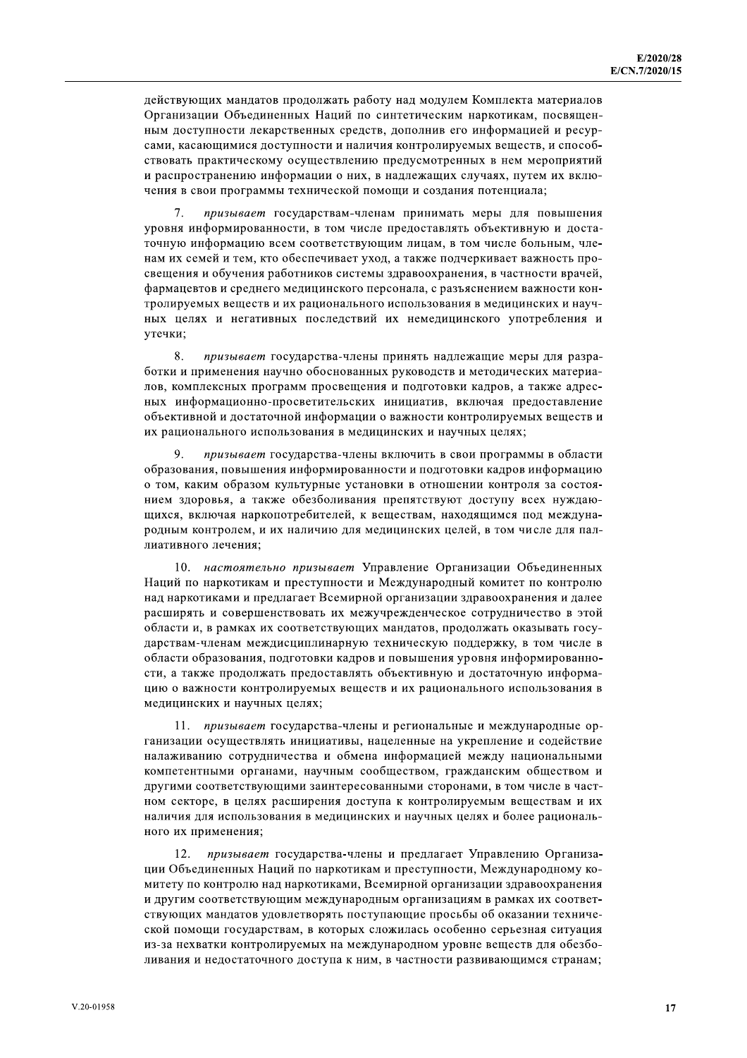действующих мандатов продолжать работу над модулем Комплекта материалов Организации Объединенных Наций по синтетическим наркотикам, посвященным доступности лекарственных средств, дополнив его информацией и ресурсами, касающимися доступности и наличия контролируемых веществ, и способствовать практическому осуществлению предусмотренных в нем мероприятий и распространению информации о них, в надлежащих случаях, путем их включения в свои программы технической помощи и создания потенциала;

7. *призывает* государствам-членам принимать меры для повышения уровня информированности, в том числе предоставлять объективную и достаточную информацию всем соответствующим лицам, в том числе больным, членам их семей и тем, кто обеспечивает уход, а также подчеркивает важность просвещения и обучения работников системы здравоохранения, в частности врачей, фармацевтов и среднего медицинского персонала, с разъяснением важности контролируемых веществ и их рационального использования в медицинских и научных целях и негативных последствий их немедицинского употребления и утечки;

8. *призывает* государства-члены принять надлежащие меры для разработки и применения научно обоснованных руководств и методических материалов, комплексных программ просвещения и подготовки кадров, а также адресных информационно-просветительских инициатив, включая предоставление объективной и достаточной информации о важности контролируемых веществ и их рационального использования в медицинских и научных целях;

9. *призывает* государства-члены включить в свои программы в области образования, повышения информированности и подготовки кадров информацию о том, каким образом культурные установки в отношении контроля за состоянием здоровья, а также обезболивания препятствуют доступу всех нуждающихся, включая наркопотребителей, к веществам, находящимся под международным контролем, и их наличию для медицинских целей, в том числе для паллиативного лечения;

10. *настоятельно призывает* Управление Организации Объединенных Наций по наркотикам и преступности и Международный комитет по контролю над наркотиками и предлагает Всемирной организации здравоохранения и далее расширять и совершенствовать их межучрежденческое сотрудничество в этой области и, в рамках их соответствующих мандатов, продолжать оказывать государствам-членам междисциплинарную техническую поддержку, в том числе в области образования, подготовки кадров и повышения уровня информированности, а также продолжать предоставлять объективную и достаточную информацию о важности контролируемых веществ и их рационального использования в медицинских и научных целях;

11. *призывает* государства-члены и региональные и международные организации осуществлять инициативы, нацеленные на укрепление и содействие налаживанию сотрудничества и обмена информацией между национальными компетентными органами, научным сообществом, гражданским обществом и другими соответствующими заинтересованными сторонами, в том числе в частном секторе, в целях расширения доступа к контролируемым веществам и их наличия для использования в медицинских и научных целях и более рационального их применения;

12. *призывает* государства-члены и предлагает Управлению Организации Объединенных Наций по наркотикам и преступности, Международному комитету по контролю над наркотиками, Всемирной организации здравоохранения и другим соответствующим международным организациям в рамках их соответствующих мандатов удовлетворять поступающие просьбы об оказании технической помощи государствам, в которых сложилась особенно серьезная ситуация из-за нехватки контролируемых на международном уровне веществ для обезболивания и недостаточного доступа к ним, в частности развивающимся странам;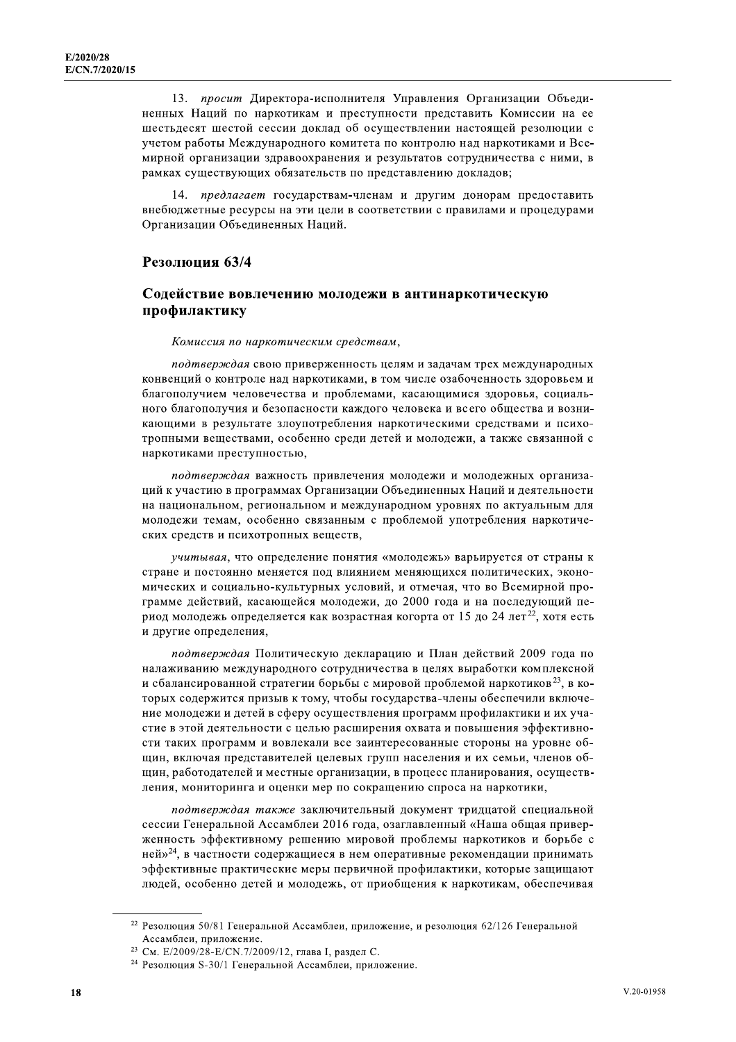13. *просит* Директора-исполнителя Управления Организации Объединенных Наций по наркотикам и преступности представить Комиссии на ее шестьдесят шестой сессии доклад об осуществлении настоящей резолюции с учетом работы Международного комитета по контролю над наркотиками и Всемирной организации здравоохранения и результатов сотрудничества с ними, в рамках существующих обязательств по представлению докладов;

14. *предлагает* государствам-членам и другим донорам предоставить внебюджетные ресурсы на эти цели в соответствии с правилами и процедурами Организации Объединенных Наций.

## Резолюция 63/4

### Содействие вовлечению молодежи в антинаркотическую профилактику

*Комиссия по наркотическим средствам*,

*подтверждая* свою приверженность целям и задачам трех международных конвенций о контроле над наркотиками, в том числе озабоченность здоровьем и благополучием человечества и проблемами, касающимися здоровья, социального благополучия и безопасности каждого человека и всего общества и возникающими в результате злоупотребления наркотическими средствами и психотропными веществами, особенно среди детей и молодежи, а также связанной с наркотиками преступностью,

*подтверждая* важность привлечения молодежи и молодежных организаций к участию в программах Организации Объединенных Наций и деятельности на национальном, региональном и международном уровнях по актуальным для молодежи темам, особенно связанным с проблемой употребления наркотических средств и психотропных веществ,

*учитывая*, что определение понятия «молодежь» варьируется от страны к стране и постоянно меняется под влиянием меняющихся политических, экономических и социально-культурных условий, и отмечая, что во Всемирной программе действий, касающейся молодежи, до 2000 года и на последующий период молодежь определяется как возрастная когорта от 15 до 24 лет[22], хотя есть и другие определения,

*подтверждая* Политическую декларацию и План действий 2009 года по налаживанию международного сотрудничества в целях выработки комплексной и сбалансированной стратегии борьбы с мировой проблемой наркотиков[23], в которых содержится призыв к тому, чтобы государства-члены обеспечили включение молодежи и детей в сферу осуществления программ профилактики и их участие в этой деятельности с целью расширения охвата и повышения эффективности таких программ и вовлекали все заинтересованные стороны на уровне общин, включая представителей целевых групп населения и их семьи, членов общин, работодателей и местные организации, в процесс планирования, осуществления, мониторинга и оценки мер по сокращению спроса на наркотики,

*подтверждая также* заключительный документ тридцатой специальной сессии Генеральной Ассамблеи 2016 года, озаглавленный «Наша общая приверженность эффективному решению мировой проблемы наркотиков и борьбе с ней»[24], в частности содержащиеся в нем оперативные рекомендации принимать эффективные практические меры первичной профилактики, которые защищают людей, особенно детей и молодежь, от приобщения к наркотикам, обеспечивая

---

[22] Резолюция 50/81 Генеральной Ассамблеи, приложение, и резолюция 62/126 Генеральной Ассамблеи, приложение.

[23] См. E/2009/28-E/CN.7/2009/12, глава I, раздел C.

[24] Резолюция S-30/1 Генеральной Ассамблеи, приложение.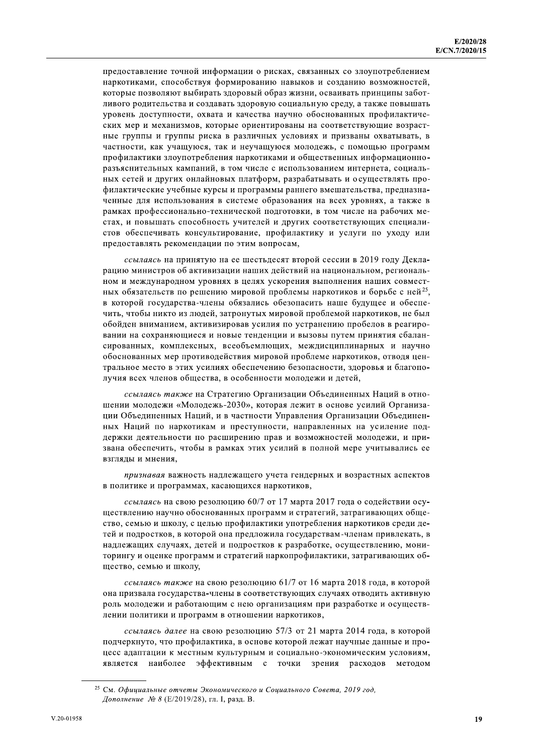предоставление точной информации о рисках, связанных со злоупотреблением наркотиками, способствуя формированию навыков и созданию возможностей, которые позволяют выбирать здоровый образ жизни, осваивать принципы заботливого родительства и создавать здоровую социальную среду, а также повышать уровень доступности, охвата и качества научно обоснованных профилактических мер и механизмов, которые ориентированы на соответствующие возрастные группы и группы риска в различных условиях и призваны охватывать, в частности, как учащуюся, так и неучащуюся молодежь, с помощью программ профилактики злоупотребления наркотиками и общественных информационно-разъяснительных кампаний, в том числе с использованием интернета, социальных сетей и других онлайновых платформ, разрабатывать и осуществлять профилактические учебные курсы и программы раннего вмешательства, предназначенные для использования в системе образования на всех уровнях, а также в рамках профессионально-технической подготовки, в том числе на рабочих местах, и повышать способность учителей и других соответствующих специалистов обеспечивать консультирование, профилактику и услуги по уходу или предоставлять рекомендации по этим вопросам,

*ссылаясь* на принятую на ее шестьдесят второй сессии в 2019 году Декларацию министров об активизации наших действий на национальном, региональном и международном уровнях в целях ускорения выполнения наших совместных обязательств по решению мировой проблемы наркотиков и борьбе с ней[25], в которой государства-члены обязались обезопасить наше будущее и обеспечить, чтобы никто из людей, затронутых мировой проблемой наркотиков, не был обойден вниманием, активизировав усилия по устранению пробелов в реагировании на сохраняющиеся и новые тенденции и вызовы путем принятия сбалансированных, комплексных, всеобъемлющих, междисциплинарных и научно обоснованных мер противодействия мировой проблеме наркотиков, отводя центральное место в этих усилиях обеспечению безопасности, здоровья и благополучия всех членов общества, в особенности молодежи и детей,

*ссылаясь также* на Стратегию Организации Объединенных Наций в отношении молодежи «Молодежь-2030», которая лежит в основе усилий Организации Объединенных Наций, и в частности Управления Организации Объединенных Наций по наркотикам и преступности, направленных на усиление поддержки деятельности по расширению прав и возможностей молодежи, и призвана обеспечить, чтобы в рамках этих усилий в полной мере учитывались ее взгляды и мнения,

*признавая* важность надлежащего учета гендерных и возрастных аспектов в политике и программах, касающихся наркотиков,

*ссылаясь* на свою резолюцию 60/7 от 17 марта 2017 года о содействии осуществлению научно обоснованных программ и стратегий, затрагивающих общество, семью и школу, с целью профилактики употребления наркотиков среди детей и подростков, в которой она предложила государствам-членам привлекать, в надлежащих случаях, детей и подростков к разработке, осуществлению, мониторингу и оценке программ и стратегий наркопрофилактики, затрагивающих общество, семью и школу,

*ссылаясь также* на свою резолюцию 61/7 от 16 марта 2018 года, в которой она призвала государства-члены в соответствующих случаях отводить активную роль молодежи и работающим с нею организациям при разработке и осуществлении политики и программ в отношении наркотиков,

*ссылаясь далее* на свою резолюцию 57/3 от 21 марта 2014 года, в которой подчеркнуто, что профилактика, в основе которой лежат научные данные и процесс адаптации к местным культурным и социально-экономическим условиям, является наиболее эффективным с точки зрения расходов методом

[25] См. *Официальные отчеты Экономического и Социального Совета, 2019 год, Дополнение № 8* (E/2019/28), гл. I, разд. B.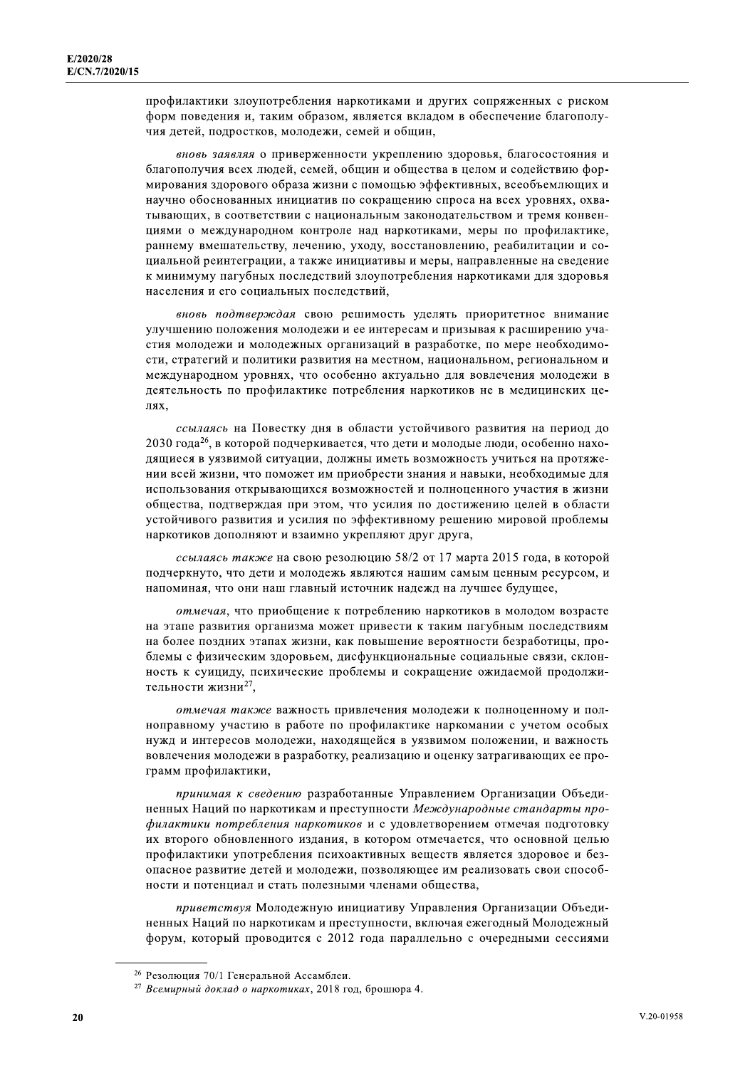профилактики злоупотребления наркотиками и других сопряженных с риском форм поведения и, таким образом, является вкладом в обеспечение благополучия детей, подростков, молодежи, семей и общин,

*вновь заявляя* о приверженности укреплению здоровья, благосостояния и благополучия всех людей, семей, общин и общества в целом и содействию формирования здорового образа жизни с помощью эффективных, всеобъемлющих и научно обоснованных инициатив по сокращению спроса на всех уровнях, охватывающих, в соответствии с национальным законодательством и тремя конвенциями о международном контроле над наркотиками, меры по профилактике, раннему вмешательству, лечению, уходу, восстановлению, реабилитации и социальной реинтеграции, а также инициативы и меры, направленные на сведение к минимуму пагубных последствий злоупотребления наркотиками для здоровья населения и его социальных последствий,

*вновь подтверждая* свою решимость уделять приоритетное внимание улучшению положения молодежи и ее интересам и призывая к расширению участия молодежи и молодежных организаций в разработке, по мере необходимости, стратегий и политики развития на местном, национальном, региональном и международном уровнях, что особенно актуально для вовлечения молодежи в деятельность по профилактике потребления наркотиков не в медицинских целях,

*ссылаясь* на Повестку дня в области устойчивого развития на период до 2030 года[26], в которой подчеркивается, что дети и молодые люди, особенно находящиеся в уязвимой ситуации, должны иметь возможность учиться на протяжении всей жизни, что поможет им приобрести знания и навыки, необходимые для использования открывающихся возможностей и полноценного участия в жизни общества, подтверждая при этом, что усилия по достижению целей в области устойчивого развития и усилия по эффективному решению мировой проблемы наркотиков дополняют и взаимно укрепляют друг друга,

*ссылаясь также* на свою резолюцию 58/2 от 17 марта 2015 года, в которой подчеркнуто, что дети и молодежь являются нашим самым ценным ресурсом, и напоминая, что они наш главный источник надежд на лучшее будущее,

*отмечая*, что приобщение к потреблению наркотиков в молодом возрасте на этапе развития организма может привести к таким пагубным последствиям на более поздних этапах жизни, как повышение вероятности безработицы, проблемы с физическим здоровьем, дисфункциональные социальные связи, склонность к суициду, психические проблемы и сокращение ожидаемой продолжительности жизни[27],

*отмечая также* важность привлечения молодежи к полноценному и полноправному участию в работе по профилактике наркомании с учетом особых нужд и интересов молодежи, находящейся в уязвимом положении, и важность вовлечения молодежи в разработку, реализацию и оценку затрагивающих ее программ профилактики,

*принимая к сведению* разработанные Управлением Организации Объединенных Наций по наркотикам и преступности *Международные стандарты профилактики потребления наркотиков* и с удовлетворением отмечая подготовку их второго обновленного издания, в котором отмечается, что основной целью профилактики употребления психоактивных веществ является здоровое и безопасное развитие детей и молодежи, позволяющее им реализовать свои способности и потенциал и стать полезными членами общества,

*приветствуя* Молодежную инициативу Управления Организации Объединенных Наций по наркотикам и преступности, включая ежегодный Молодежный форум, который проводится с 2012 года параллельно с очередными сессиями

---

[26] Резолюция 70/1 Генеральной Ассамблеи.

[27] *Всемирный доклад о наркотиках*, 2018 год, брошюра 4.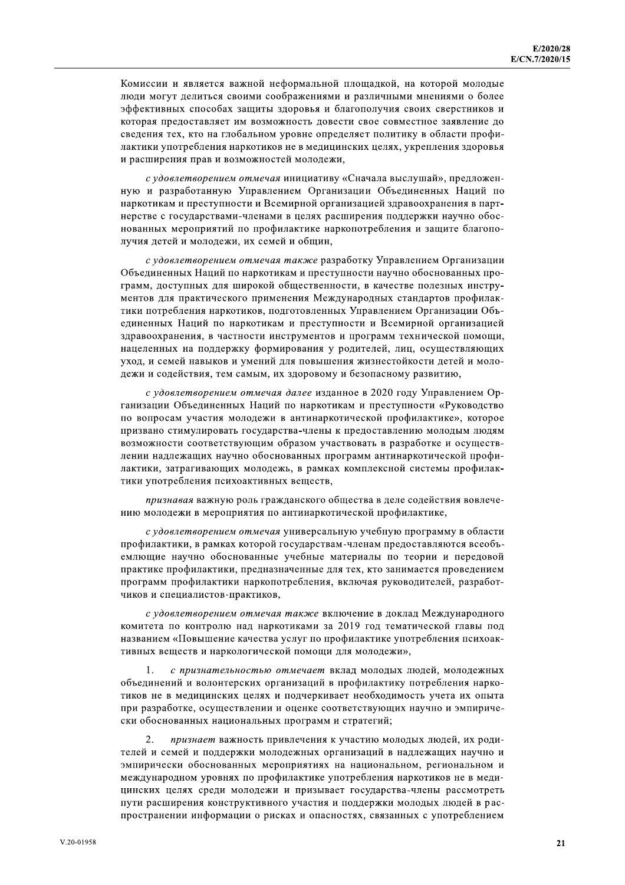Комиссии и является важной неформальной площадкой, на которой молодые люди могут делиться своими соображениями и различными мнениями о более эффективных способах защиты здоровья и благополучия своих сверстников и которая предоставляет им возможность довести свое совместное заявление до сведения тех, кто на глобальном уровне определяет политику в области профилактики употребления наркотиков не в медицинских целях, укрепления здоровья и расширения прав и возможностей молодежи,

*с удовлетворением отмечая* инициативу «Сначала выслушай», предложенную и разработанную Управлением Организации Объединенных Наций по наркотикам и преступности и Всемирной организацией здравоохранения в партнерстве с государствами-членами в целях расширения поддержки научно обоснованных мероприятий по профилактике наркопотребления и защите благополучия детей и молодежи, их семей и общин,

*с удовлетворением отмечая также* разработку Управлением Организации Объединенных Наций по наркотикам и преступности научно обоснованных программ, доступных для широкой общественности, в качестве полезных инструментов для практического применения Международных стандартов профилактики потребления наркотиков, подготовленных Управлением Организации Объединенных Наций по наркотикам и преступности и Всемирной организацией здравоохранения, в частности инструментов и программ технической помощи, нацеленных на поддержку формирования у родителей, лиц, осуществляющих уход, и семей навыков и умений для повышения жизнестойкости детей и молодежи и содействия, тем самым, их здоровому и безопасному развитию,

*с удовлетворением отмечая далее* изданное в 2020 году Управлением Организации Объединенных Наций по наркотикам и преступности «Руководство по вопросам участия молодежи в антинаркотической профилактике», которое призвано стимулировать государства-члены к предоставлению молодым людям возможности соответствующим образом участвовать в разработке и осуществлении надлежащих научно обоснованных программ антинаркотической профилактики, затрагивающих молодежь, в рамках комплексной системы профилактики употребления психоактивных веществ,

*признавая* важную роль гражданского общества в деле содействия вовлечению молодежи в мероприятия по антинаркотической профилактике,

*с удовлетворением отмечая* универсальную учебную программу в области профилактики, в рамках которой государствам-членам предоставляются всеобъемлющие научно обоснованные учебные материалы по теории и передовой практике профилактики, предназначенные для тех, кто занимается проведением программ профилактики наркопотребления, включая руководителей, разработчиков и специалистов-практиков,

*с удовлетворением отмечая также* включение в доклад Международного комитета по контролю над наркотиками за 2019 год тематической главы под названием «Повышение качества услуг по профилактике употребления психоактивных веществ и наркологической помощи для молодежи»,

1. *с признательностью отмечает* вклад молодых людей, молодежных объединений и волонтерских организаций в профилактику потребления наркотиков не в медицинских целях и подчеркивает необходимость учета их опыта при разработке, осуществлении и оценке соответствующих научно и эмпирически обоснованных национальных программ и стратегий;

2. *признает* важность привлечения к участию молодых людей, их родителей и семей и поддержки молодежных организаций в надлежащих научно и эмпирически обоснованных мероприятиях на национальном, региональном и международном уровнях по профилактике употребления наркотиков не в медицинских целях среди молодежи и призывает государства-члены рассмотреть пути расширения конструктивного участия и поддержки молодых людей в распространении информации о рисках и опасностях, связанных с употреблением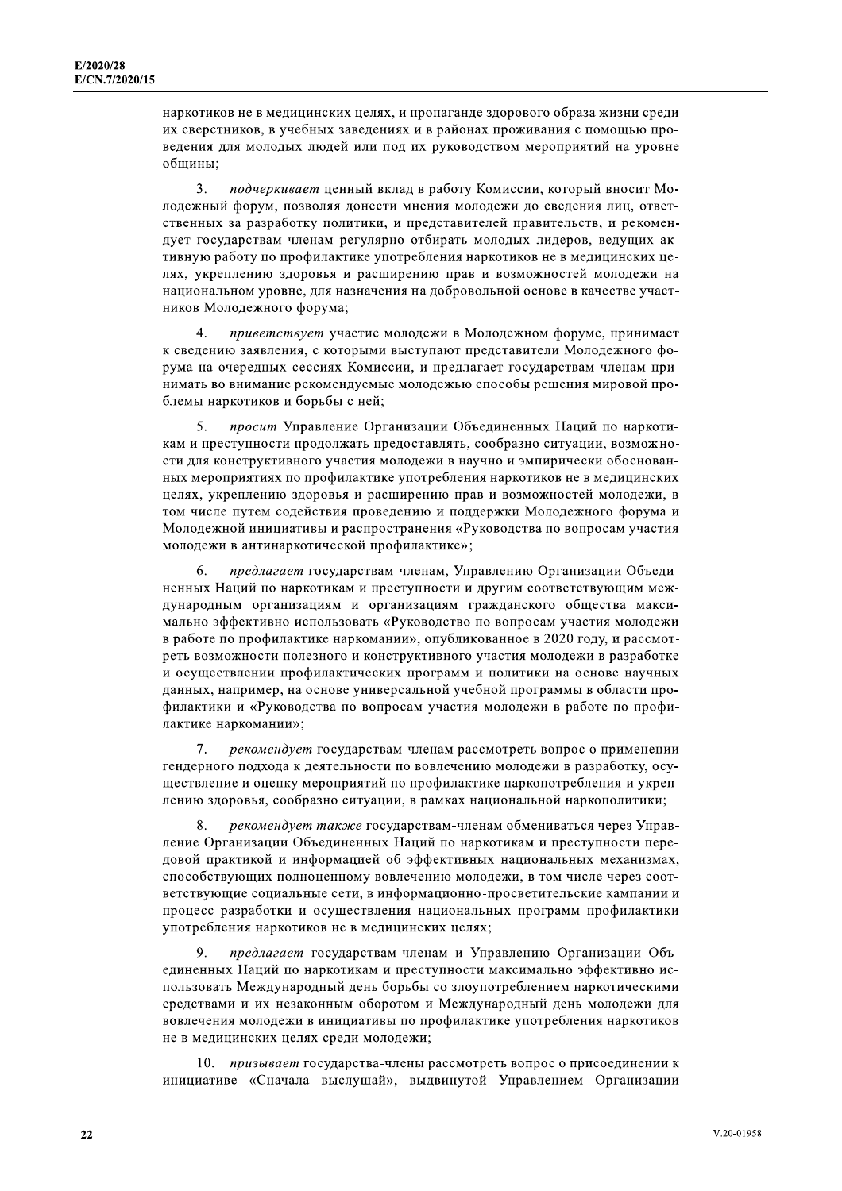наркотиков не в медицинских целях, и пропаганде здорового образа жизни среди их сверстников, в учебных заведениях и в районах проживания с помощью проведения для молодых людей или под их руководством мероприятий на уровне общины;

3. *подчеркивает* ценный вклад в работу Комиссии, который вносит Молодежный форум, позволяя донести мнения молодежи до сведения лиц, ответственных за разработку политики, и представителей правительств, и рекомендует государствам-членам регулярно отбирать молодых лидеров, ведущих активную работу по профилактике употребления наркотиков не в медицинских целях, укреплению здоровья и расширению прав и возможностей молодежи на национальном уровне, для назначения на добровольной основе в качестве участников Молодежного форума;

4. *приветствует* участие молодежи в Молодежном форуме, принимает к сведению заявления, с которыми выступают представители Молодежного форума на очередных сессиях Комиссии, и предлагает государствам-членам принимать во внимание рекомендуемые молодежью способы решения мировой проблемы наркотиков и борьбы с ней;

5. *просит* Управление Организации Объединенных Наций по наркотикам и преступности продолжать предоставлять, сообразно ситуации, возможности для конструктивного участия молодежи в научно и эмпирически обоснованных мероприятиях по профилактике употребления наркотиков не в медицинских целях, укреплению здоровья и расширению прав и возможностей молодежи, в том числе путем содействия проведению и поддержки Молодежного форума и Молодежной инициативы и распространения «Руководства по вопросам участия молодежи в антинаркотической профилактике»;

6. *предлагает* государствам-членам, Управлению Организации Объединенных Наций по наркотикам и преступности и другим соответствующим международным организациям и организациям гражданского общества максимально эффективно использовать «Руководство по вопросам участия молодежи в работе по профилактике наркомании», опубликованное в 2020 году, и рассмотреть возможности полезного и конструктивного участия молодежи в разработке и осуществлении профилактических программ и политики на основе научных данных, например, на основе универсальной учебной программы в области профилактики и «Руководства по вопросам участия молодежи в работе по профилактике наркомании»;

7. *рекомендует* государствам-членам рассмотреть вопрос о применении гендерного подхода к деятельности по вовлечению молодежи в разработку, осуществление и оценку мероприятий по профилактике наркопотребления и укреплению здоровья, сообразно ситуации, в рамках национальной наркополитики;

8. *рекомендует также* государствам-членам обмениваться через Управление Организации Объединенных Наций по наркотикам и преступности передовой практикой и информацией об эффективных национальных механизмах, способствующих полноценному вовлечению молодежи, в том числе через соответствующие социальные сети, в информационно-просветительские кампании и процесс разработки и осуществления национальных программ профилактики употребления наркотиков не в медицинских целях;

9. *предлагает* государствам-членам и Управлению Организации Объединенных Наций по наркотикам и преступности максимально эффективно использовать Международный день борьбы со злоупотреблением наркотическими средствами и их незаконным оборотом и Международный день молодежи для вовлечения молодежи в инициативы по профилактике употребления наркотиков не в медицинских целях среди молодежи;

10. *призывает* государства-члены рассмотреть вопрос о присоединении к инициативе «Сначала выслушай», выдвинутой Управлением Организации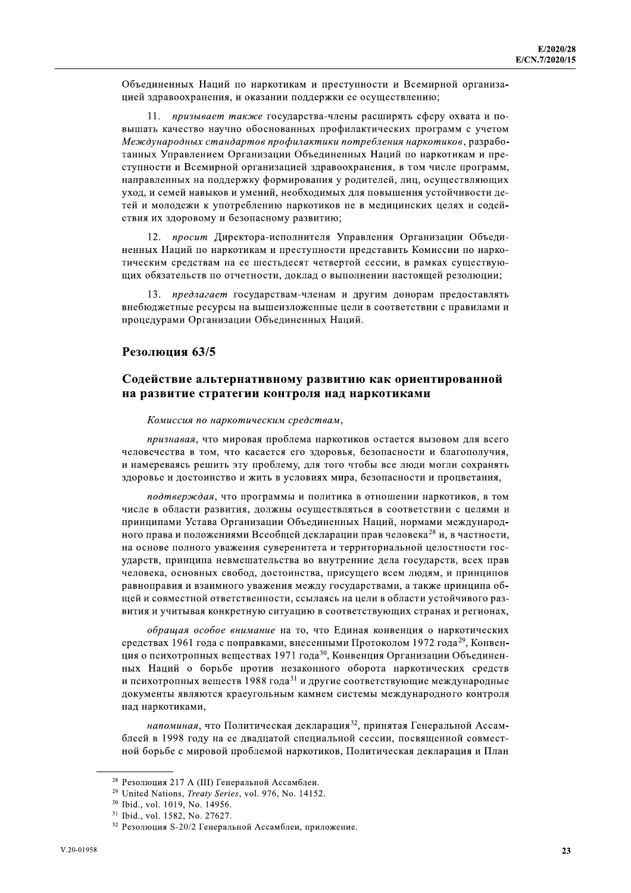Объединенных Наций по наркотикам и преступности и Всемирной организацией здравоохранения, и оказании поддержки ее осуществлению;

11. *призывает также* государства-члены расширять сферу охвата и повышать качество научно обоснованных профилактических программ с учетом *Международных стандартов профилактики потребления наркотиков*, разработанных Управлением Организации Объединенных Наций по наркотикам и преступности и Всемирной организацией здравоохранения, в том числе программ, направленных на поддержку формирования у родителей, лиц, осуществляющих уход, и семей навыков и умений, необходимых для повышения устойчивости детей и молодежи к употреблению наркотиков не в медицинских целях и содействия их здоровому и безопасному развитию;

12. *просит* Директора-исполнителя Управления Организации Объединенных Наций по наркотикам и преступности представить Комиссии по наркотическим средствам на ее шестьдесят четвертой сессии, в рамках существующих обязательств по отчетности, доклад о выполнении настоящей резолюции;

13. *предлагает* государствам-членам и другим донорам предоставлять внебюджетные ресурсы на вышеизложенные цели в соответствии с правилами и процедурами Организации Объединенных Наций.

## Резолюция 63/5

## Содействие альтернативному развитию как ориентированной на развитие стратегии контроля над наркотиками

*Комиссия по наркотическим средствам*,

*признавая*, что мировая проблема наркотиков остается вызовом для всего человечества в том, что касается его здоровья, безопасности и благополучия, и намереваясь решить эту проблему, для того чтобы все люди могли сохранять здоровье и достоинство и жить в условиях мира, безопасности и процветания,

*подтверждая*, что программы и политика в отношении наркотиков, в том числе в области развития, должны осуществляться в соответствии с целями и принципами Устава Организации Объединенных Наций, нормами международного права и положениями Всеобщей декларации прав человека[28] и, в частности, на основе полного уважения суверенитета и территориальной целостности государств, принципа невмешательства во внутренние дела государств, всех прав человека, основных свобод, достоинства, присущего всем людям, и принципов равноправия и взаимного уважения между государствами, а также принципа общей и совместной ответственности, ссылаясь на цели в области устойчивого развития и учитывая конкретную ситуацию в соответствующих странах и регионах,

*обращая особое внимание* на то, что Единая конвенция о наркотических средствах 1961 года с поправками, внесенными Протоколом 1972 года[29], Конвенция о психотропных веществах 1971 года[30], Конвенция Организации Объединенных Наций о борьбе против незаконного оборота наркотических средств и психотропных веществ 1988 года[31] и другие соответствующие международные документы являются краеугольным камнем системы международного контроля над наркотиками,

*напоминая*, что Политическая декларация[32], принятая Генеральной Ассамблеей в 1998 году на ее двадцатой специальной сессии, посвященной совместной борьбе с мировой проблемой наркотиков, Политическая декларация и План

---

[28] Резолюция 217 A (III) Генеральной Ассамблеи.

[29] United Nations, *Treaty Series*, vol. 976, No. 14152.

[30] Ibid., vol. 1019, No. 14956.

[31] Ibid., vol. 1582, No. 27627.

[32] Резолюция S-20/2 Генеральной Ассамблеи, приложение.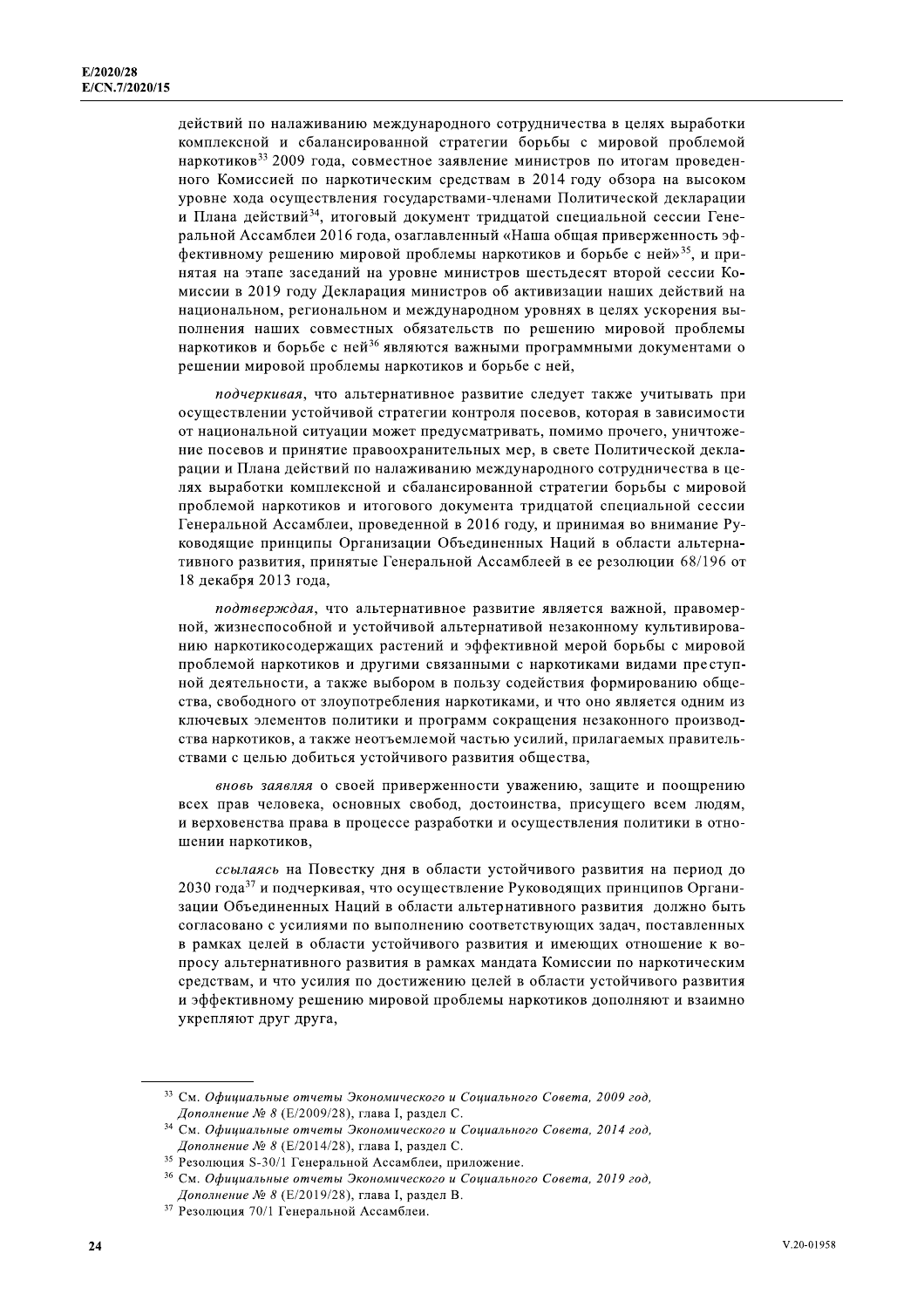действий по налаживанию международного сотрудничества в целях выработки комплексной и сбалансированной стратегии борьбы с мировой проблемой наркотиков[33] 2009 года, совместное заявление министров по итогам проведенного Комиссией по наркотическим средствам в 2014 году обзора на высоком уровне хода осуществления государствами-членами Политической декларации и Плана действий[34], итоговый документ тридцатой специальной сессии Генеральной Ассамблеи 2016 года, озаглавленный «Наша общая приверженность эффективному решению мировой проблемы наркотиков и борьбе с ней»[35], и принятая на этапе заседаний на уровне министров шестьдесят второй сессии Комиссии в 2019 году Декларация министров об активизации наших действий на национальном, региональном и международном уровнях в целях ускорения выполнения наших совместных обязательств по решению мировой проблемы наркотиков и борьбе с ней[36] являются важными программными документами о решении мировой проблемы наркотиков и борьбе с ней,

*подчеркивая*, что альтернативное развитие следует также учитывать при осуществлении устойчивой стратегии контроля посевов, которая в зависимости от национальной ситуации может предусматривать, помимо прочего, уничтожение посевов и принятие правоохранительных мер, в свете Политической декларации и Плана действий по налаживанию международного сотрудничества в целях выработки комплексной и сбалансированной стратегии борьбы с мировой проблемой наркотиков и итогового документа тридцатой специальной сессии Генеральной Ассамблеи, проведенной в 2016 году, и принимая во внимание Руководящие принципы Организации Объединенных Наций в области альтернативного развития, принятые Генеральной Ассамблеей в ее резолюции 68/196 от 18 декабря 2013 года,

*подтверждая*, что альтернативное развитие является важной, правомерной, жизнеспособной и устойчивой альтернативой незаконному культивированию наркотикосодержащих растений и эффективной мерой борьбы с мировой проблемой наркотиков и другими связанными с наркотиками видами преступной деятельности, а также выбором в пользу содействия формированию общества, свободного от злоупотребления наркотиками, и что оно является одним из ключевых элементов политики и программ сокращения незаконного производства наркотиков, а также неотъемлемой частью усилий, прилагаемых правительствами с целью добиться устойчивого развития общества,

*вновь заявляя* о своей приверженности уважению, защите и поощрению всех прав человека, основных свобод, достоинства, присущего всем людям, и верховенства права в процессе разработки и осуществления политики в отношении наркотиков,

*ссылаясь* на Повестку дня в области устойчивого развития на период до 2030 года[37] и подчеркивая, что осуществление Руководящих принципов Организации Объединенных Наций в области альтернативного развития должно быть согласовано с усилиями по выполнению соответствующих задач, поставленных в рамках целей в области устойчивого развития и имеющих отношение к вопросу альтернативного развития в рамках мандата Комиссии по наркотическим средствам, и что усилия по достижению целей в области устойчивого развития и эффективному решению мировой проблемы наркотиков дополняют и взаимно укрепляют друг друга,

---

[33] См. *Официальные отчеты Экономического и Социального Совета, 2009 год, Дополнение № 8* (E/2009/28), глава I, раздел C.

[34] См. *Официальные отчеты Экономического и Социального Совета, 2014 год, Дополнение № 8* (E/2014/28), глава I, раздел C.

[35] Резолюция S-30/1 Генеральной Ассамблеи, приложение.

[36] См. *Официальные отчеты Экономического и Социального Совета, 2019 год, Дополнение № 8* (E/2019/28), глава I, раздел B.

[37] Резолюция 70/1 Генеральной Ассамблеи.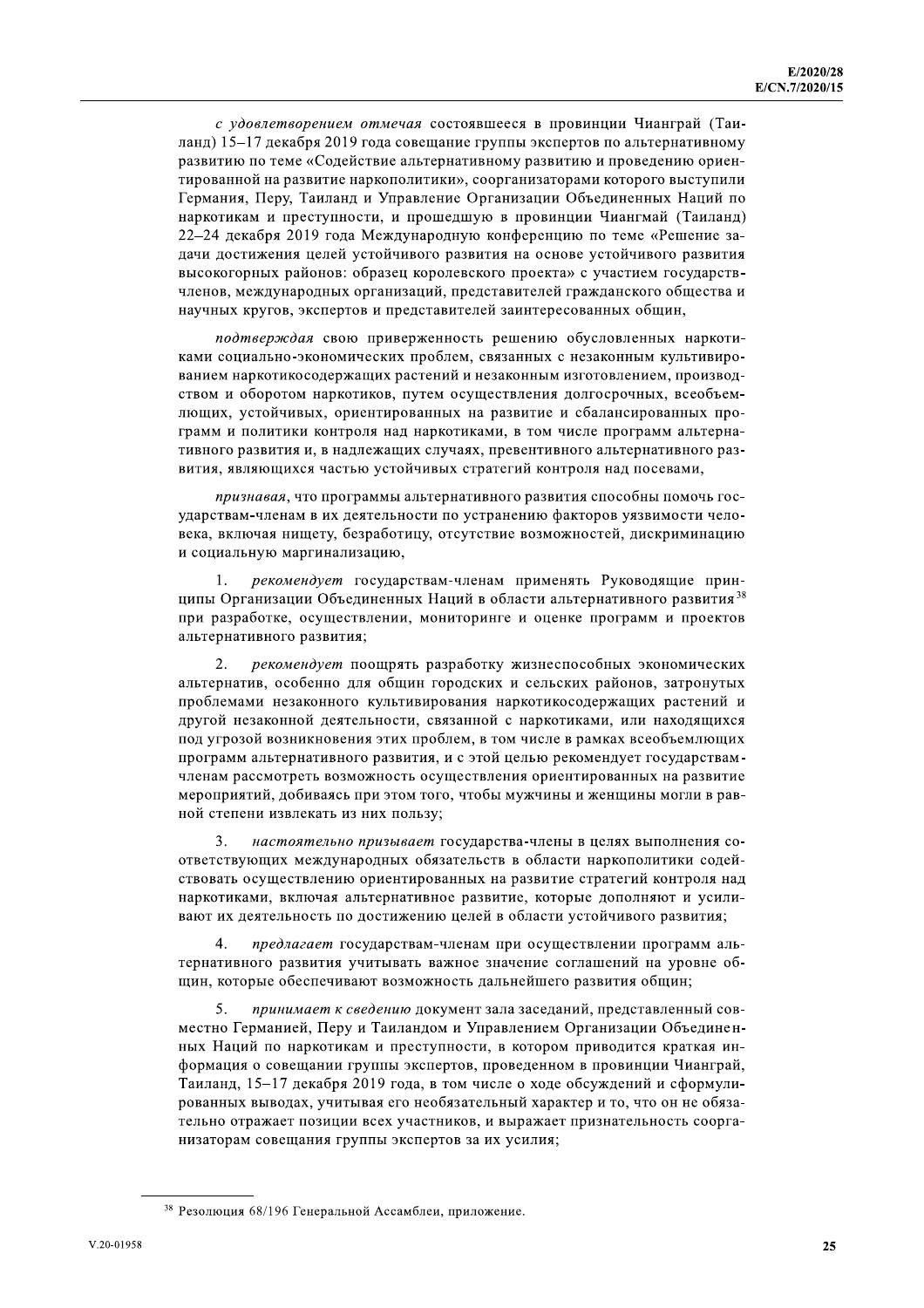*с удовлетворением отмечая* состоявшееся в провинции Чианграй (Таиланд) 15–17 декабря 2019 года совещание группы экспертов по альтернативному развитию по теме «Содействие альтернативному развитию и проведению ориентированной на развитие наркополитики», соорганизаторами которого выступили Германия, Перу, Таиланд и Управление Организации Объединенных Наций по наркотикам и преступности, и прошедшую в провинции Чиангмай (Таиланд) 22–24 декабря 2019 года Международную конференцию по теме «Решение задачи достижения целей устойчивого развития на основе устойчивого развития высокогорных районов: образец королевского проекта» с участием государств-членов, международных организаций, представителей гражданского общества и научных кругов, экспертов и представителей заинтересованных общин,

*подтверждая* свою приверженность решению обусловленных наркотиками социально-экономических проблем, связанных с незаконным культивированием наркотикосодержащих растений и незаконным изготовлением, производством и оборотом наркотиков, путем осуществления долгосрочных, всеобъемлющих, устойчивых, ориентированных на развитие и сбалансированных программ и политики контроля над наркотиками, в том числе программ альтернативного развития и, в надлежащих случаях, превентивного альтернативного развития, являющихся частью устойчивых стратегий контроля над посевами,

*признавая*, что программы альтернативного развития способны помочь государствам-членам в их деятельности по устранению факторов уязвимости человека, включая нищету, безработицу, отсутствие возможностей, дискриминацию и социальную маргинализацию,

1. *рекомендует* государствам-членам применять Руководящие принципы Организации Объединенных Наций в области альтернативного развития[38] при разработке, осуществлении, мониторинге и оценке программ и проектов альтернативного развития;

2. *рекомендует* поощрять разработку жизнеспособных экономических альтернатив, особенно для общин городских и сельских районов, затронутых проблемами незаконного культивирования наркотикосодержащих растений и другой незаконной деятельности, связанной с наркотиками, или находящихся под угрозой возникновения этих проблем, в том числе в рамках всеобъемлющих программ альтернативного развития, и с этой целью рекомендует государствам-членам рассмотреть возможность осуществления ориентированных на развитие мероприятий, добиваясь при этом того, чтобы мужчины и женщины могли в равной степени извлекать из них пользу;

3. *настоятельно призывает* государства-члены в целях выполнения соответствующих международных обязательств в области наркополитики содействовать осуществлению ориентированных на развитие стратегий контроля над наркотиками, включая альтернативное развитие, которые дополняют и усиливают их деятельность по достижению целей в области устойчивого развития;

4. *предлагает* государствам-членам при осуществлении программ альтернативного развития учитывать важное значение соглашений на уровне общин, которые обеспечивают возможность дальнейшего развития общин;

5. *принимает к сведению* документ зала заседаний, представленный совместно Германией, Перу и Таиландом и Управлением Организации Объединенных Наций по наркотикам и преступности, в котором приводится краткая информация о совещании группы экспертов, проведенном в провинции Чианграй, Таиланд, 15–17 декабря 2019 года, в том числе о ходе обсуждений и сформулированных выводах, учитывая его необязательный характер и то, что он не обязательно отражает позиции всех участников, и выражает признательность соорганизаторам совещания группы экспертов за их усилия;

---

[38] Резолюция 68/196 Генеральной Ассамблеи, приложение.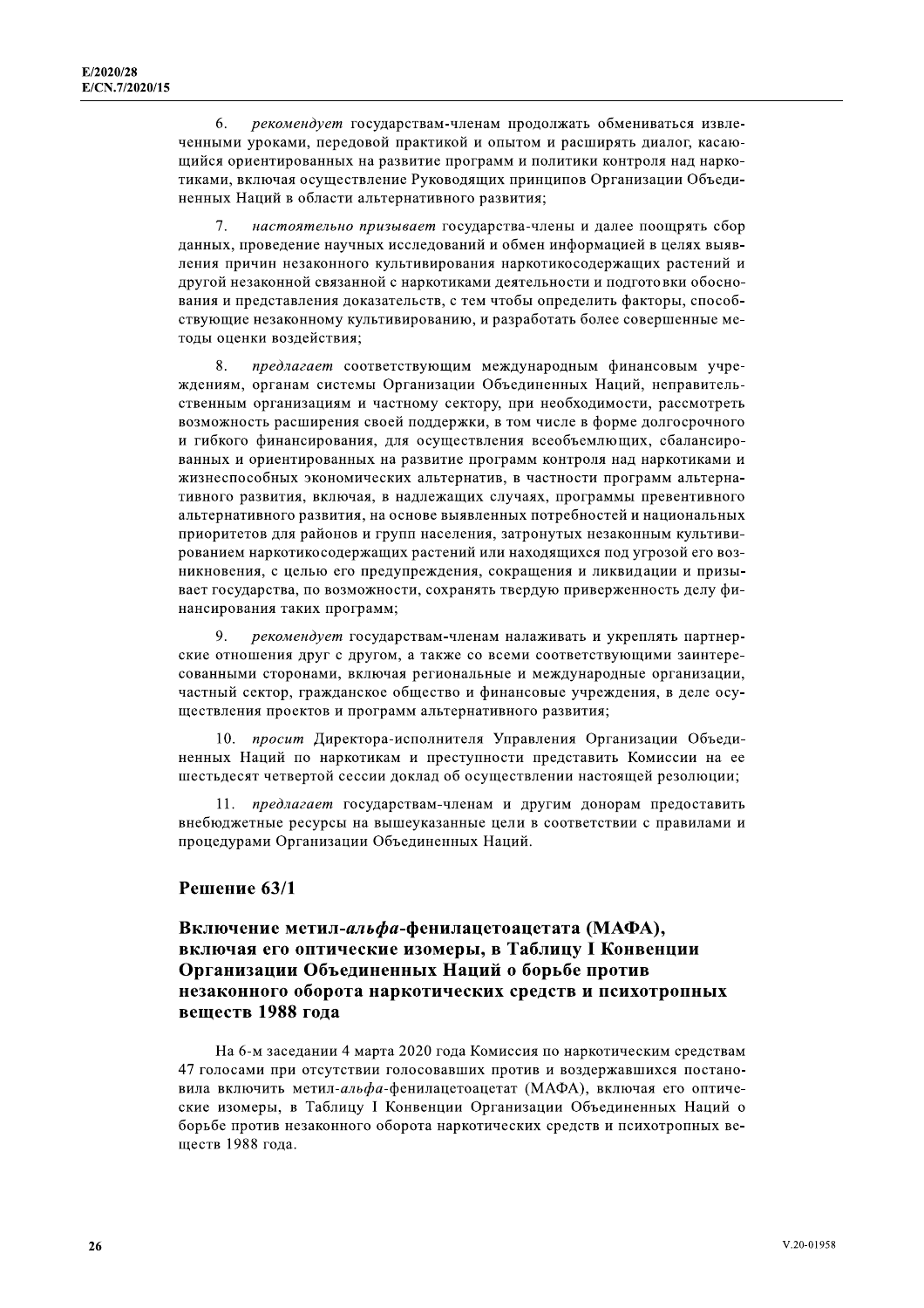6. *рекомендует* государствам-членам продолжать обмениваться извлеченными уроками, передовой практикой и опытом и расширять диалог, касающийся ориентированных на развитие программ и политики контроля над наркотиками, включая осуществление Руководящих принципов Организации Объединенных Наций в области альтернативного развития;

7. *настоятельно призывает* государства-члены и далее поощрять сбор данных, проведение научных исследований и обмен информацией в целях выявления причин незаконного культивирования наркотикосодержащих растений и другой незаконной связанной с наркотиками деятельности и подготовки обоснования и представления доказательств, с тем чтобы определить факторы, способствующие незаконному культивированию, и разработать более совершенные методы оценки воздействия;

8. *предлагает* соответствующим международным финансовым учреждениям, органам системы Организации Объединенных Наций, неправительственным организациям и частному сектору, при необходимости, рассмотреть возможность расширения своей поддержки, в том числе в форме долгосрочного и гибкого финансирования, для осуществления всеобъемлющих, сбалансированных и ориентированных на развитие программ контроля над наркотиками и жизнеспособных экономических альтернатив, в частности программ альтернативного развития, включая, в надлежащих случаях, программы превентивного альтернативного развития, на основе выявленных потребностей и национальных приоритетов для районов и групп населения, затронутых незаконным культивированием наркотикосодержащих растений или находящихся под угрозой его возникновения, с целью его предупреждения, сокращения и ликвидации и призывает государства, по возможности, сохранять твердую приверженность делу финансирования таких программ;

9. *рекомендует* государствам-членам налаживать и укреплять партнерские отношения друг с другом, а также со всеми соответствующими заинтересованными сторонами, включая региональные и международные организации, частный сектор, гражданское общество и финансовые учреждения, в деле осуществления проектов и программ альтернативного развития;

10. *просит* Директора-исполнителя Управления Организации Объединенных Наций по наркотикам и преступности представить Комиссии на ее шестьдесят четвертой сессии доклад об осуществлении настоящей резолюции;

11. *предлагает* государствам-членам и другим донорам предоставить внебюджетные ресурсы на вышеуказанные цели в соответствии с правилами и процедурами Организации Объединенных Наций.

## Решение 63/1

### Включение метил-*альфа*-фенилацетоацетата (МАФА), включая его оптические изомеры, в Таблицу I Конвенции Организации Объединенных Наций о борьбе против незаконного оборота наркотических средств и психотропных веществ 1988 года

На 6-м заседании 4 марта 2020 года Комиссия по наркотическим средствам 47 голосами при отсутствии голосовавших против и воздержавшихся постановила включить метил-*альфа*-фенилацетоацетат (МАФА), включая его оптические изомеры, в Таблицу I Конвенции Организации Объединенных Наций о борьбе против незаконного оборота наркотических средств и психотропных веществ 1988 года.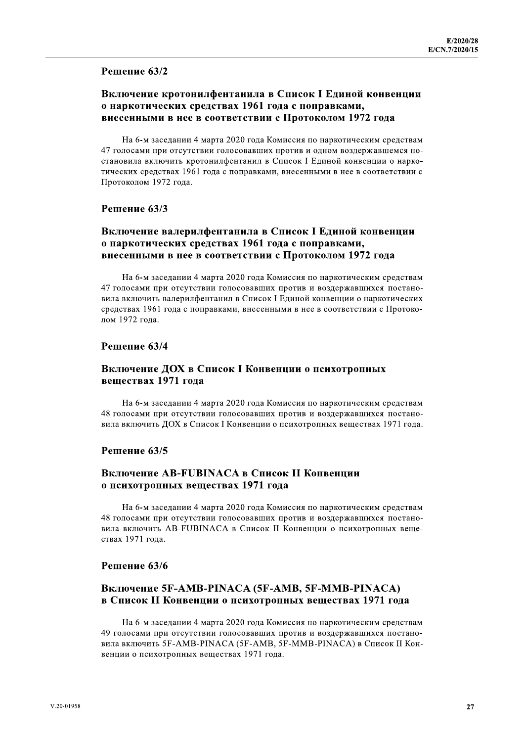### Решение 63/2

#### Включение кротонилфентанила в Список I Единой конвенции о наркотических средствах 1961 года с поправками, внесенными в нее в соответствии с Протоколом 1972 года

На 6-м заседании 4 марта 2020 года Комиссия по наркотическим средствам 47 голосами при отсутствии голосовавших против и одном воздержавшемся постановила включить кротонилфентанил в Список I Единой конвенции о наркотических средствах 1961 года с поправками, внесенными в нее в соответствии с Протоколом 1972 года.

### Решение 63/3

#### Включение валерилфентанила в Список I Единой конвенции о наркотических средствах 1961 года с поправками, внесенными в нее в соответствии с Протоколом 1972 года

На 6-м заседании 4 марта 2020 года Комиссия по наркотическим средствам 47 голосами при отсутствии голосовавших против и воздержавшихся постановила включить валерилфентанил в Список I Единой конвенции о наркотических средствах 1961 года с поправками, внесенными в нее в соответствии с Протоколом 1972 года.

### Решение 63/4

#### Включение ДОХ в Список I Конвенции о психотропных веществах 1971 года

На 6-м заседании 4 марта 2020 года Комиссия по наркотическим средствам 48 голосами при отсутствии голосовавших против и воздержавшихся постановила включить ДОХ в Список I Конвенции о психотропных веществах 1971 года.

### Решение 63/5

#### Включение AB-FUBINACA в Список II Конвенции о психотропных веществах 1971 года

На 6-м заседании 4 марта 2020 года Комиссия по наркотическим средствам 48 голосами при отсутствии голосовавших против и воздержавшихся постановила включить AB-FUBINACA в Список II Конвенции о психотропных веществах 1971 года.

### Решение 63/6

#### Включение 5F-AMB-PINACA (5F-AMB, 5F-MMB-PINACA) в Список II Конвенции о психотропных веществах 1971 года

На 6-м заседании 4 марта 2020 года Комиссия по наркотическим средствам 49 голосами при отсутствии голосовавших против и воздержавшихся постановила включить 5F-AMB-PINACA (5F-AMB, 5F-MMB-PINACA) в Список II Конвенции о психотропных веществах 1971 года.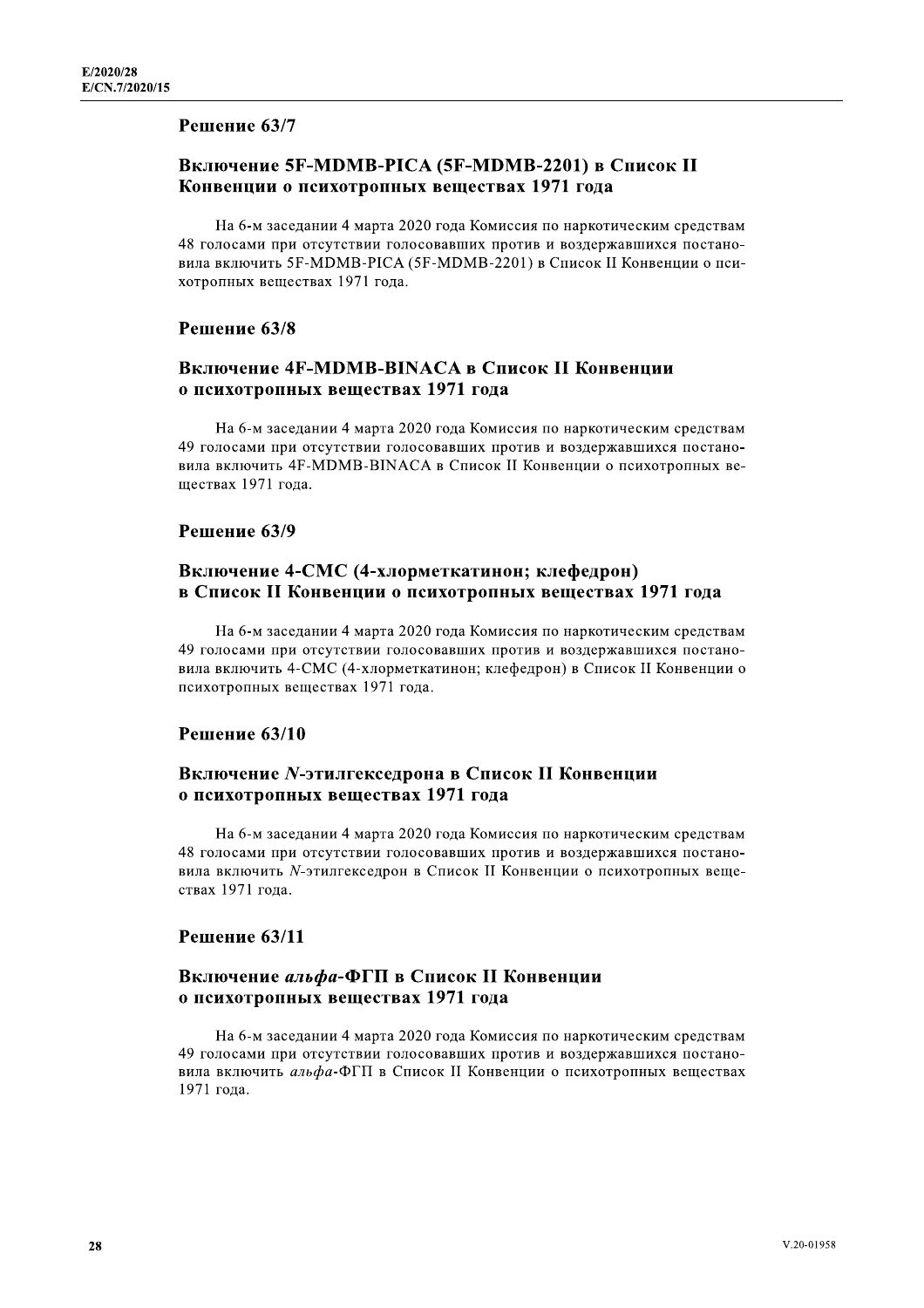## Решение 63/7

### Включение 5F-MDMB-PICA (5F-MDMB-2201) в Список II Конвенции о психотропных веществах 1971 года

На 6-м заседании 4 марта 2020 года Комиссия по наркотическим средствам 48 голосами при отсутствии голосовавших против и воздержавшихся постановила включить 5F-MDMB-PICA (5F-MDMB-2201) в Список II Конвенции о психотропных веществах 1971 года.

## Решение 63/8

### Включение 4F-MDMB-BINACA в Список II Конвенции о психотропных веществах 1971 года

На 6-м заседании 4 марта 2020 года Комиссия по наркотическим средствам 49 голосами при отсутствии голосовавших против и воздержавшихся постановила включить 4F-MDMB-BINACA в Список II Конвенции о психотропных веществах 1971 года.

## Решение 63/9

### Включение 4-CMC (4-хлорметкатинон; клефедрон) в Список II Конвенции о психотропных веществах 1971 года

На 6-м заседании 4 марта 2020 года Комиссия по наркотическим средствам 49 голосами при отсутствии голосовавших против и воздержавшихся постановила включить 4-CMC (4-хлорметкатинон; клефедрон) в Список II Конвенции о психотропных веществах 1971 года.

## Решение 63/10

### Включение *N*-этилгекседрона в Список II Конвенции о психотропных веществах 1971 года

На 6-м заседании 4 марта 2020 года Комиссия по наркотическим средствам 48 голосами при отсутствии голосовавших против и воздержавшихся постановила включить *N*-этилгекседрон в Список II Конвенции о психотропных веществах 1971 года.

## Решение 63/11

### Включение *альфа*-ФГП в Список II Конвенции о психотропных веществах 1971 года

На 6-м заседании 4 марта 2020 года Комиссия по наркотическим средствам 49 голосами при отсутствии голосовавших против и воздержавшихся постановила включить *альфа*-ФГП в Список II Конвенции о психотропных веществах 1971 года.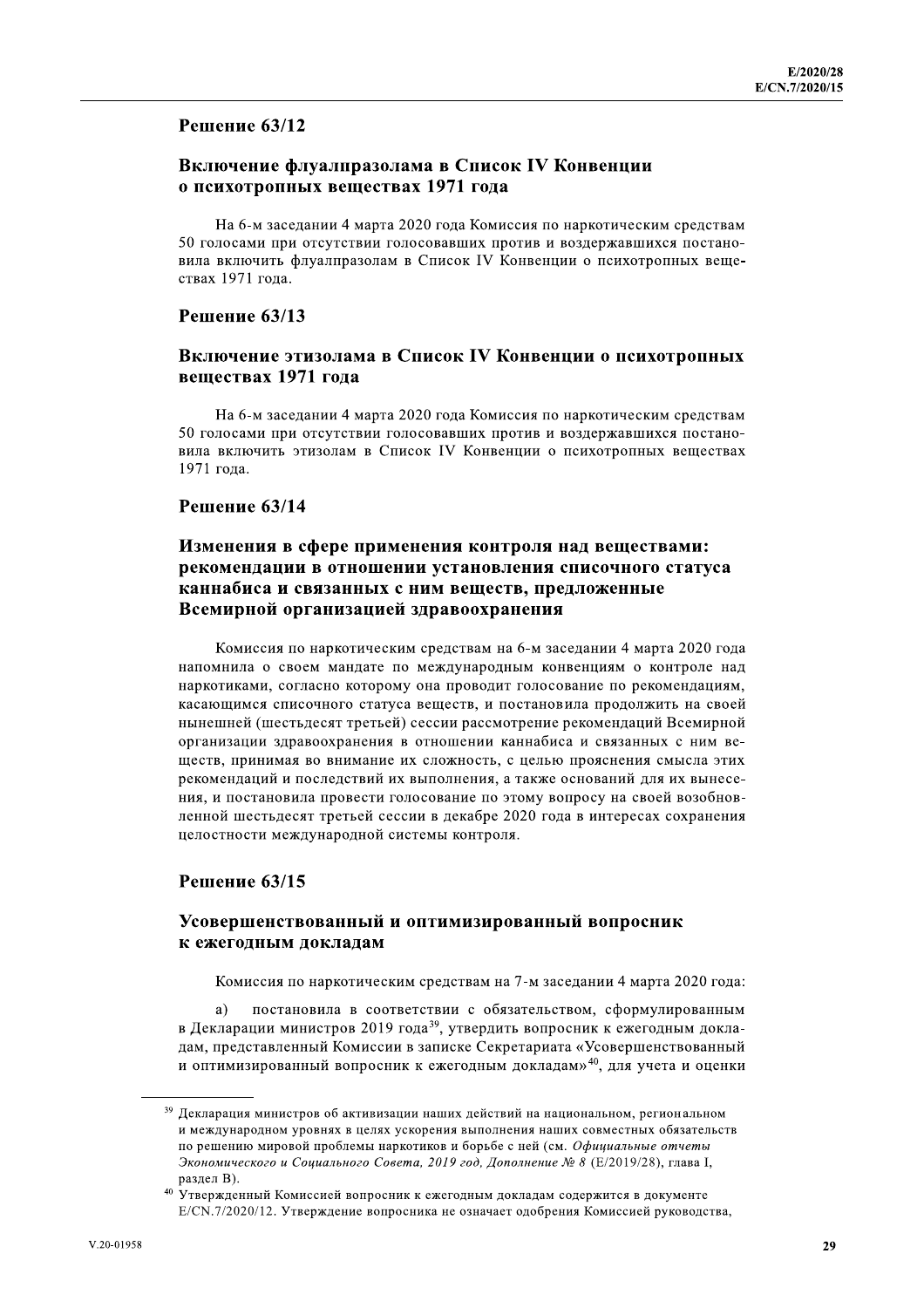## Решение 63/12

### Включение флуалпразолама в Список IV Конвенции о психотропных веществах 1971 года

На 6-м заседании 4 марта 2020 года Комиссия по наркотическим средствам 50 голосами при отсутствии голосовавших против и воздержавшихся постановила включить флуалпразолам в Список IV Конвенции о психотропных веществах 1971 года.

## Решение 63/13

### Включение этизолама в Список IV Конвенции о психотропных веществах 1971 года

На 6-м заседании 4 марта 2020 года Комиссия по наркотическим средствам 50 голосами при отсутствии голосовавших против и воздержавшихся постановила включить этизолам в Список IV Конвенции о психотропных веществах 1971 года.

## Решение 63/14

### Изменения в сфере применения контроля над веществами: рекомендации в отношении установления списочного статуса каннабиса и связанных с ним веществ, предложенные Всемирной организацией здравоохранения

Комиссия по наркотическим средствам на 6-м заседании 4 марта 2020 года напомнила о своем мандате по международным конвенциям о контроле над наркотиками, согласно которому она проводит голосование по рекомендациям, касающимся списочного статуса веществ, и постановила продолжить на своей нынешней (шестьдесят третьей) сессии рассмотрение рекомендаций Всемирной организации здравоохранения в отношении каннабиса и связанных с ним веществ, принимая во внимание их сложность, с целью прояснения смысла этих рекомендаций и последствий их выполнения, а также оснований для их вынесения, и постановила провести голосование по этому вопросу на своей возобновленной шестьдесят третьей сессии в декабре 2020 года в интересах сохранения целостности международной системы контроля.

## Решение 63/15

### Усовершенствованный и оптимизированный вопросник к ежегодным докладам

Комиссия по наркотическим средствам на 7-м заседании 4 марта 2020 года:

a) постановила в соответствии с обязательством, сформулированным в Декларации министров 2019 года[39], утвердить вопросник к ежегодным докладам, представленный Комиссии в записке Секретариата «Усовершенствованный и оптимизированный вопросник к ежегодным докладам»[40], для учета и оценки

---

[39] Декларация министров об активизации наших действий на национальном, региональном и международном уровнях в целях ускорения выполнения наших совместных обязательств по решению мировой проблемы наркотиков и борьбе с ней (см. *Официальные отчеты Экономического и Социального Совета, 2019 год, Дополнение № 8* (E/2019/28), глава I, раздел B).

[40] Утвержденный Комиссией вопросник к ежегодным докладам содержится в документе E/CN.7/2020/12. Утверждение вопросника не означает одобрения Комиссией руководства,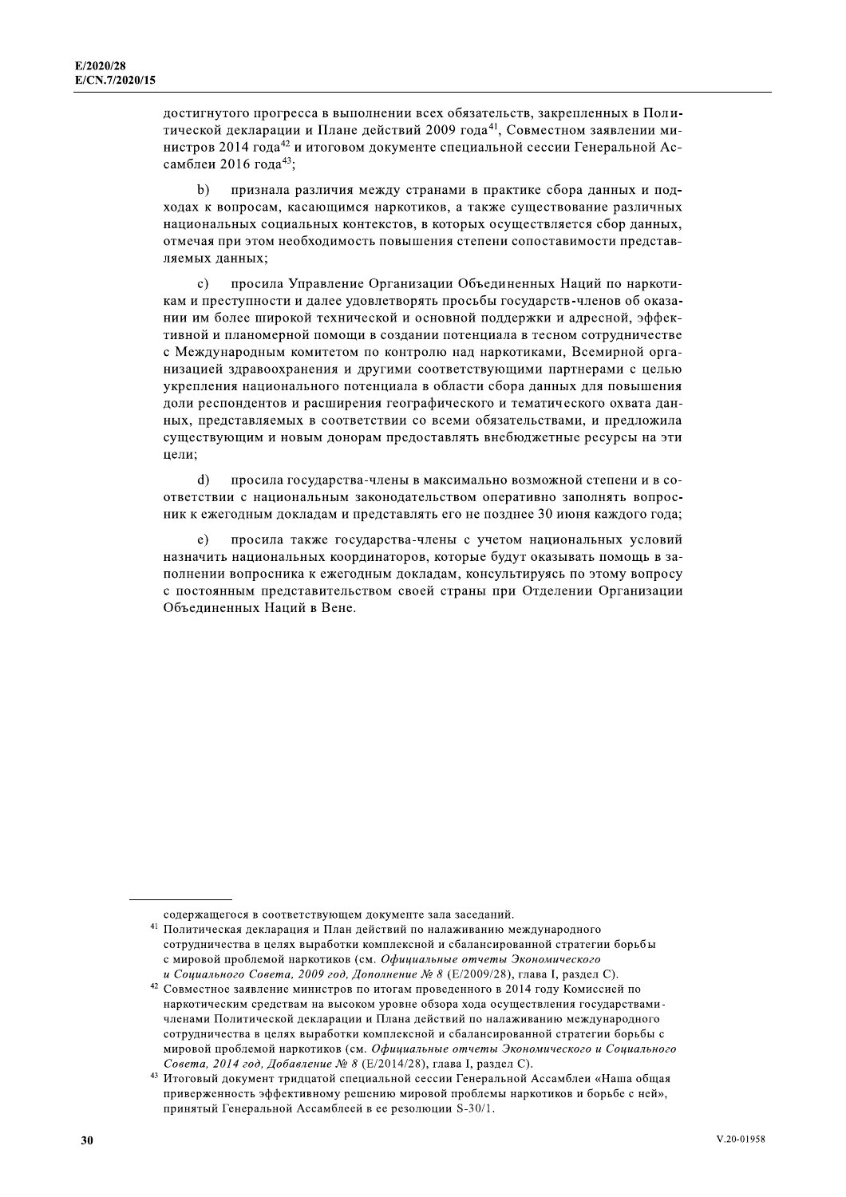достигнутого прогресса в выполнении всех обязательств, закрепленных в Политической декларации и Плане действий 2009 года[41], Совместном заявлении министров 2014 года[42] и итоговом документе специальной сессии Генеральной Ассамблеи 2016 года[43];

b) признала различия между странами в практике сбора данных и подходах к вопросам, касающимся наркотиков, а также существование различных национальных социальных контекстов, в которых осуществляется сбор данных, отмечая при этом необходимость повышения степени сопоставимости представляемых данных;

c) просила Управление Организации Объединенных Наций по наркотикам и преступности и далее удовлетворять просьбы государств-членов об оказании им более широкой технической и основной поддержки и адресной, эффективной и планомерной помощи в создании потенциала в тесном сотрудничестве с Международным комитетом по контролю над наркотиками, Всемирной организацией здравоохранения и другими соответствующими партнерами с целью укрепления национального потенциала в области сбора данных для повышения доли респондентов и расширения географического и тематического охвата данных, представляемых в соответствии со всеми обязательствами, и предложила существующим и новым донорам предоставлять внебюджетные ресурсы на эти цели;

d) просила государства-члены в максимально возможной степени и в соответствии с национальным законодательством оперативно заполнять вопросник к ежегодным докладам и представлять его не позднее 30 июня каждого года;

e) просила также государства-члены с учетом национальных условий назначить национальных координаторов, которые будут оказывать помощь в заполнении вопросника к ежегодным докладам, консультируясь по этому вопросу с постоянным представительством своей страны при Отделении Организации Объединенных Наций в Вене.

---

содержащегося в соответствующем документе зала заседаний.

[41] Политическая декларация и План действий по налаживанию международного сотрудничества в целях выработки комплексной и сбалансированной стратегии борьбы с мировой проблемой наркотиков (см. *Официальные отчеты Экономического и Социального Совета, 2009 год, Дополнение № 8* (E/2009/28), глава I, раздел C).

[42] Совместное заявление министров по итогам проведенного в 2014 году Комиссией по наркотическим средствам на высоком уровне обзора хода осуществления государствами-членами Политической декларации и Плана действий по налаживанию международного сотрудничества в целях выработки комплексной и сбалансированной стратегии борьбы с мировой проблемой наркотиков (см. *Официальные отчеты Экономического и Социального Совета, 2014 год, Добавление № 8* (E/2014/28), глава I, раздел C).

[43] Итоговый документ тридцатой специальной сессии Генеральной Ассамблеи «Наша общая приверженность эффективному решению мировой проблемы наркотиков и борьбе с ней», принятый Генеральной Ассамблеей в ее резолюции S-30/1.